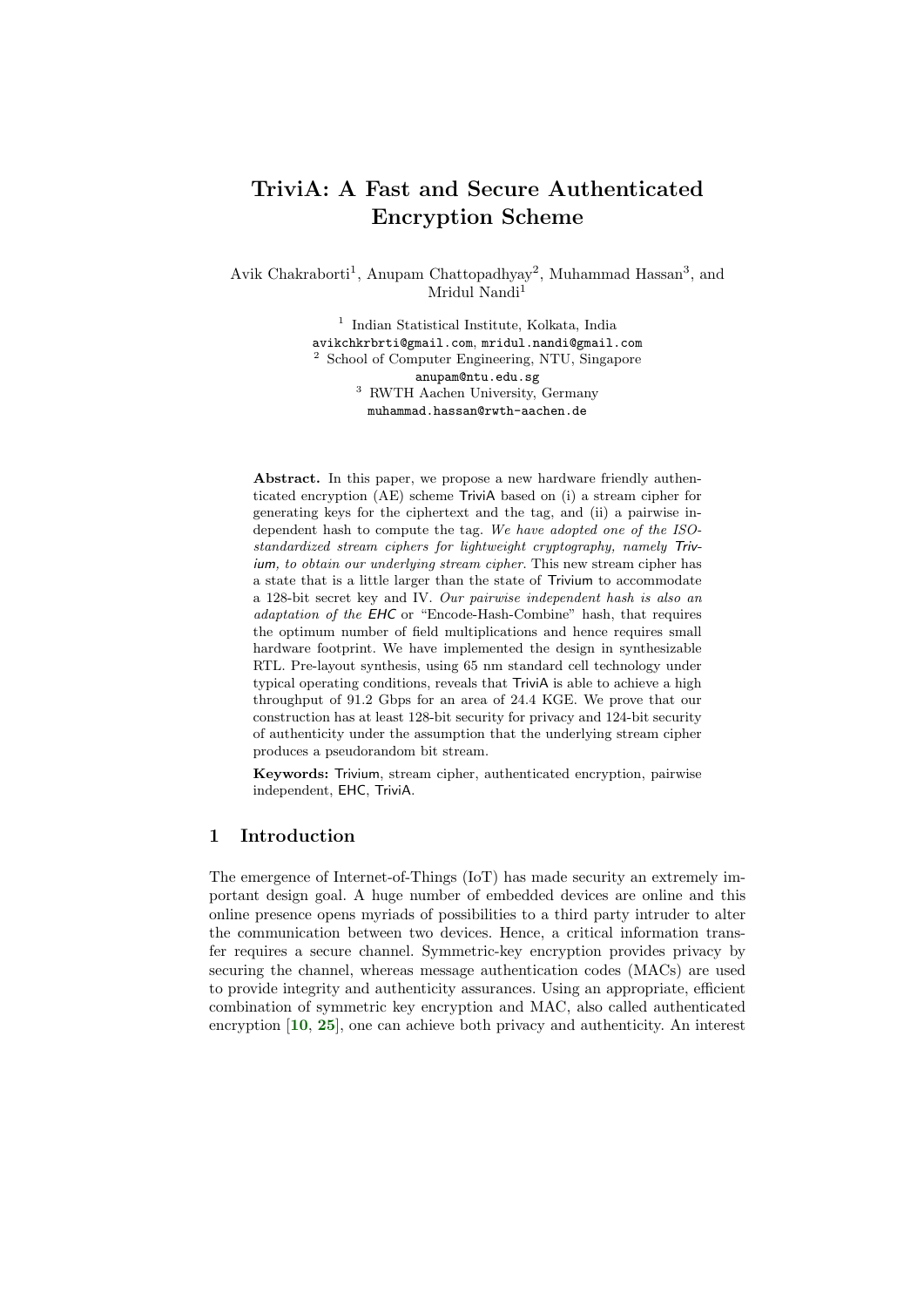# TriviA: A Fast and Secure Authenticated Encryption Scheme

Avik Chakraborti[1], Anupam Chattopadhyay[2], Muhammad Hassan[3], and Mridul Nandi[1]

[1] Indian Statistical Institute, Kolkata, India
avikchkrbrti@gmail.com, mridul.nandi@gmail.com
[2] School of Computer Engineering, NTU, Singapore
anupam@ntu.edu.sg
[3] RWTH Aachen University, Germany
muhammad.hassan@rwth-aachen.de

**Abstract.** In this paper, we propose a new hardware friendly authenticated encryption (AE) scheme TriviA based on (i) a stream cipher for generating keys for the ciphertext and the tag, and (ii) a pairwise independent hash to compute the tag. *We have adopted one of the ISO-standardized stream ciphers for lightweight cryptography, namely Trivium, to obtain our underlying stream cipher.* This new stream cipher has a state that is a little larger than the state of Trivium to accommodate a 128-bit secret key and IV. *Our pairwise independent hash is also an adaptation of the EHC* or "Encode-Hash-Combine" hash, that requires the optimum number of field multiplications and hence requires small hardware footprint. We have implemented the design in synthesizable RTL. Pre-layout synthesis, using 65 nm standard cell technology under typical operating conditions, reveals that TriviA is able to achieve a high throughput of 91.2 Gbps for an area of 24.4 KGE. We prove that our construction has at least 128-bit security for privacy and 124-bit security of authenticity under the assumption that the underlying stream cipher produces a pseudorandom bit stream.

**Keywords:** Trivium, stream cipher, authenticated encryption, pairwise independent, EHC, TriviA.

## 1 Introduction

The emergence of Internet-of-Things (IoT) has made security an extremely important design goal. A huge number of embedded devices are online and this online presence opens myriads of possibilities to a third party intruder to alter the communication between two devices. Hence, a critical information transfer requires a secure channel. Symmetric-key encryption provides privacy by securing the channel, whereas message authentication codes (MACs) are used to provide integrity and authenticity assurances. Using an appropriate, efficient combination of symmetric key encryption and MAC, also called authenticated encryption [**10**, **25**], one can achieve both privacy and authenticity. An interest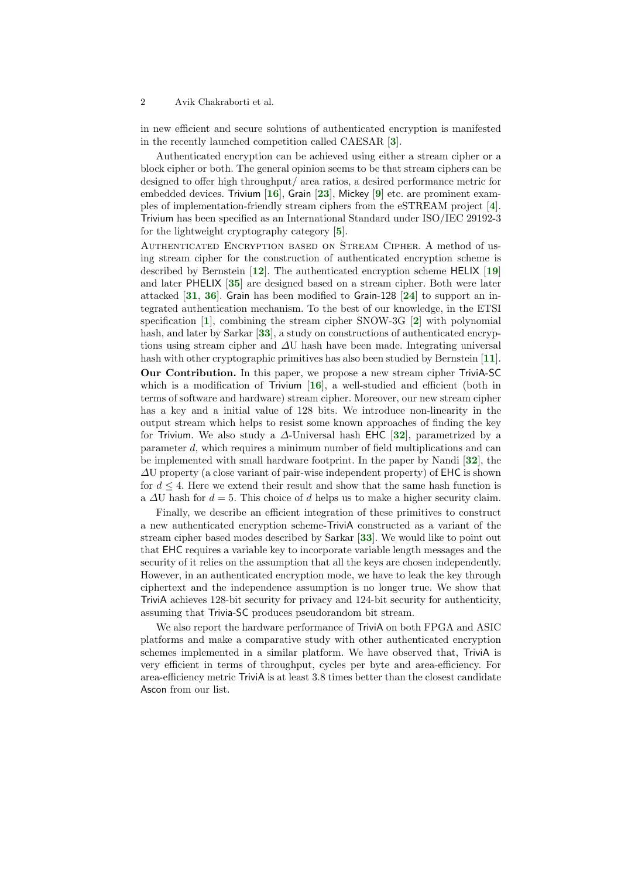in new efficient and secure solutions of authenticated encryption is manifested in the recently launched competition called CAESAR [**3**].

Authenticated encryption can be achieved using either a stream cipher or a block cipher or both. The general opinion seems to be that stream ciphers can be designed to offer high throughput/ area ratios, a desired performance metric for embedded devices. Trivium [**16**], Grain [**23**], Mickey [**9**] etc. are prominent examples of implementation-friendly stream ciphers from the eSTREAM project [**4**]. Trivium has been specified as an International Standard under ISO/IEC 29192-3 for the lightweight cryptography category [**5**].

Authenticated Encryption based on Stream Cipher. A method of using stream cipher for the construction of authenticated encryption scheme is described by Bernstein [**12**]. The authenticated encryption scheme HELIX [**19**] and later PHELIX [**35**] are designed based on a stream cipher. Both were later attacked [**31**, **36**]. Grain has been modified to Grain-128 [**24**] to support an integrated authentication mechanism. To the best of our knowledge, in the ETSI specification [**1**], combining the stream cipher SNOW-3G [**2**] with polynomial hash, and later by Sarkar [**33**], a study on constructions of authenticated encryptions using stream cipher and $\Delta$U hash have been made. Integrating universal hash with other cryptographic primitives has also been studied by Bernstein [**11**].

**Our Contribution.** In this paper, we propose a new stream cipher TriviA-SC which is a modification of Trivium [**16**], a well-studied and efficient (both in terms of software and hardware) stream cipher. Moreover, our new stream cipher has a key and a initial value of 128 bits. We introduce non-linearity in the output stream which helps to resist some known approaches of finding the key for Trivium. We also study a $\Delta$-Universal hash EHC [**32**], parametrized by a parameter $d$, which requires a minimum number of field multiplications and can be implemented with small hardware footprint. In the paper by Nandi [**32**], the $\Delta$U property (a close variant of pair-wise independent property) of EHC is shown for $d \leq 4$. Here we extend their result and show that the same hash function is a $\Delta$U hash for $d = 5$. This choice of $d$ helps us to make a higher security claim.

Finally, we describe an efficient integration of these primitives to construct a new authenticated encryption scheme-TriviA constructed as a variant of the stream cipher based modes described by Sarkar [**33**]. We would like to point out that EHC requires a variable key to incorporate variable length messages and the security of it relies on the assumption that all the keys are chosen independently. However, in an authenticated encryption mode, we have to leak the key through ciphertext and the independence assumption is no longer true. We show that TriviA achieves 128-bit security for privacy and 124-bit security for authenticity, assuming that Trivia-SC produces pseudorandom bit stream.

We also report the hardware performance of TriviA on both FPGA and ASIC platforms and make a comparative study with other authenticated encryption schemes implemented in a similar platform. We have observed that, TriviA is very efficient in terms of throughput, cycles per byte and area-efficiency. For area-efficiency metric TriviA is at least 3.8 times better than the closest candidate Ascon from our list.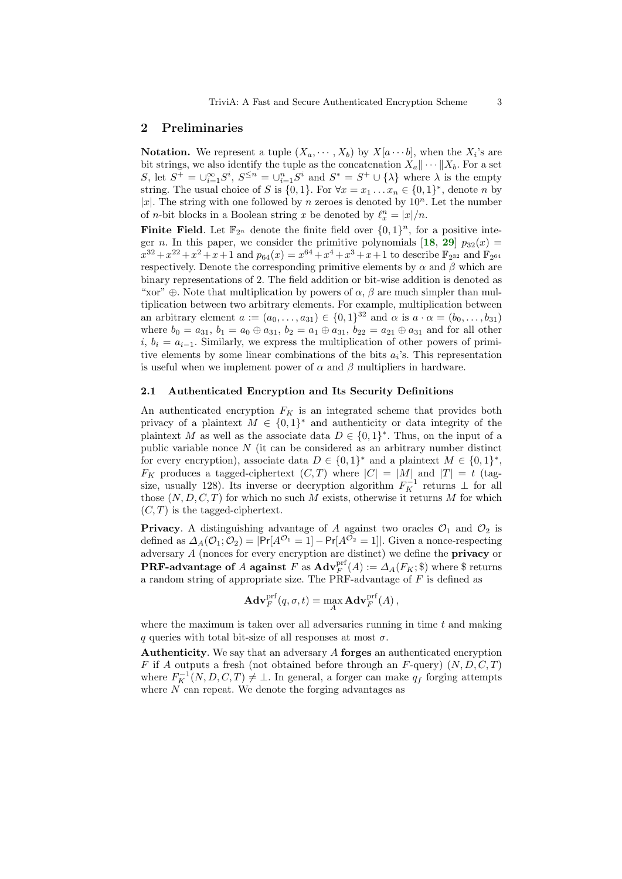## 2 Preliminaries

**Notation.** We represent a tuple $(X_a, \cdots, X_b)$ by $X[a \cdots b]$, when the $X_i$'s are bit strings, we also identify the tuple as the concatenation $X_a \| \cdots \| X_b$. For a set $S$, let $S^+ = \cup_{i=1}^{\infty} S^i$, $S^{\leq n} = \cup_{i=1}^{n} S^i$ and $S^* = S^+ \cup \{\lambda\}$ where $\lambda$ is the empty string. The usual choice of $S$ is $\{0,1\}$. For $\forall x = x_1 \ldots x_n \in \{0,1\}^*$, denote $n$ by $|x|$. The string with one followed by $n$ zeroes is denoted by $10^n$. Let the number of $n$-bit blocks in a Boolean string $x$ be denoted by $\ell_x^n = |x|/n$.

**Finite Field**. Let $\mathbb{F}_{2^n}$ denote the finite field over $\{0,1\}^n$, for a positive integer $n$. In this paper, we consider the primitive polynomials [**18**, **29**] $p_{32}(x) = x^{32}+x^{22}+x^2+x+1$ and $p_{64}(x) = x^{64}+x^4+x^3+x+1$ to describe $\mathbb{F}_{2^{32}}$ and $\mathbb{F}_{2^{64}}$ respectively. Denote the corresponding primitive elements by $\alpha$ and $\beta$ which are binary representations of 2. The field addition or bit-wise addition is denoted as "xor" $\oplus$. Note that multiplication by powers of $\alpha$, $\beta$ are much simpler than multiplication between two arbitrary elements. For example, multiplication between an arbitrary element $a := (a_0, \ldots, a_{31}) \in \{0,1\}^{32}$ and $\alpha$ is $a \cdot \alpha = (b_0, \ldots, b_{31})$ where $b_0 = a_{31}$, $b_1 = a_0 \oplus a_{31}$, $b_2 = a_1 \oplus a_{31}$, $b_{22} = a_{21} \oplus a_{31}$ and for all other $i$, $b_i = a_{i-1}$. Similarly, we express the multiplication of other powers of primitive elements by some linear combinations of the bits $a_i$'s. This representation is useful when we implement power of $\alpha$ and $\beta$ multipliers in hardware.

### 2.1 Authenticated Encryption and Its Security Definitions

An authenticated encryption $F_K$ is an integrated scheme that provides both privacy of a plaintext $M \in \{0,1\}^*$ and authenticity or data integrity of the plaintext $M$ as well as the associate data $D \in \{0,1\}^*$. Thus, on the input of a public variable nonce $N$ (it can be considered as an arbitrary number distinct for every encryption), associate data $D \in \{0,1\}^*$ and a plaintext $M \in \{0,1\}^*$, $F_K$ produces a tagged-ciphertext $(C,T)$ where $|C| = |M|$ and $|T| = t$ (tag-size, usually 128). Its inverse or decryption algorithm $F_K^{-1}$ returns $\perp$ for all those $(N,D,C,T)$ for which no such $M$ exists, otherwise it returns $M$ for which $(C,T)$ is the tagged-ciphertext.

**Privacy**. A distinguishing advantage of $A$ against two oracles $\mathcal{O}_1$ and $\mathcal{O}_2$ is defined as $\Delta_A(\mathcal{O}_1;\mathcal{O}_2) = |\Pr[A^{\mathcal{O}_1} = 1] - \Pr[A^{\mathcal{O}_2} = 1]|$. Given a nonce-respecting adversary $A$ (nonces for every encryption are distinct) we define the **privacy** or **PRF-advantage of** $A$ **against** $F$ as $\mathbf{Adv}_F^{\mathrm{prf}}(A) := \Delta_A(F_K;\$)$ where \$ returns a random string of appropriate size. The PRF-advantage of $F$ is defined as

$$\mathbf{Adv}_F^{\mathrm{prf}}(q,\sigma,t) = \max_A \mathbf{Adv}_F^{\mathrm{prf}}(A),$$

where the maximum is taken over all adversaries running in time $t$ and making $q$ queries with total bit-size of all responses at most $\sigma$.

**Authenticity**. We say that an adversary $A$ **forges** an authenticated encryption $F$ if $A$ outputs a fresh (not obtained before through an $F$-query) $(N,D,C,T)$ where $F_K^{-1}(N,D,C,T) \neq \perp$. In general, a forger can make $q_f$ forging attempts where $N$ can repeat. We denote the forging advantages as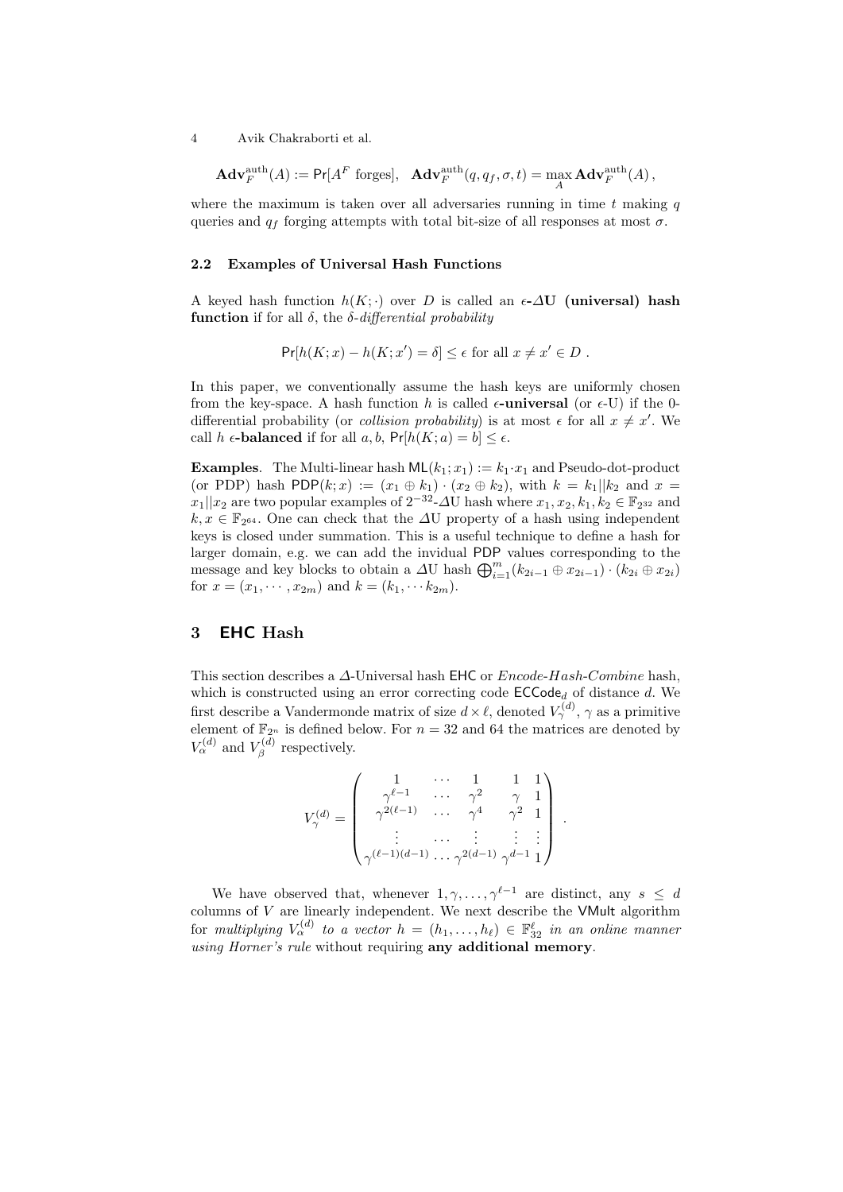$$\mathbf{Adv}_F^{\text{auth}}(A) := \Pr[A^F \text{ forges}], \quad \mathbf{Adv}_F^{\text{auth}}(q, q_f, \sigma, t) = \max_A \mathbf{Adv}_F^{\text{auth}}(A),$$

where the maximum is taken over all adversaries running in time $t$ making $q$ queries and $q_f$ forging attempts with total bit-size of all responses at most $\sigma$.

### 2.2 Examples of Universal Hash Functions

A keyed hash function $h(K; \cdot)$ over $D$ is called an **$\epsilon$-$\Delta$U (universal) hash function** if for all $\delta$, the *$\delta$-differential probability*

$$\Pr[h(K; x) - h(K; x') = \delta] \leq \epsilon \text{ for all } x \neq x' \in D .$$

In this paper, we conventionally assume the hash keys are uniformly chosen from the key-space. A hash function $h$ is called **$\epsilon$-universal** (or $\epsilon$-U) if the 0-differential probability (or *collision probability*) is at most $\epsilon$ for all $x \neq x'$. We call $h$ **$\epsilon$-balanced** if for all $a, b$, $\Pr[h(K; a) = b] \leq \epsilon$.

**Examples**. The Multi-linear hash $\mathsf{ML}(k_1; x_1) := k_1 \cdot x_1$ and Pseudo-dot-product (or PDP) hash $\mathsf{PDP}(k; x) := (x_1 \oplus k_1) \cdot (x_2 \oplus k_2)$, with $k = k_1 || k_2$ and $x = x_1 || x_2$ are two popular examples of $2^{-32}$-$\Delta$U hash where $x_1, x_2, k_1, k_2 \in \mathbb{F}_{2^{32}}$ and $k, x \in \mathbb{F}_{2^{64}}$. One can check that the $\Delta$U property of a hash using independent keys is closed under summation. This is a useful technique to define a hash for larger domain, e.g. we can add the invidual PDP values corresponding to the message and key blocks to obtain a $\Delta$U hash $\bigoplus_{i=1}^{m} (k_{2i-1} \oplus x_{2i-1}) \cdot (k_{2i} \oplus x_{2i})$ for $x = (x_1, \cdots, x_{2m})$ and $k = (k_1, \cdots k_{2m})$.

## 3 EHC Hash

This section describes a $\Delta$-Universal hash EHC or *Encode-Hash-Combine* hash, which is constructed using an error correcting code $\mathsf{ECCode}_d$ of distance $d$. We first describe a Vandermonde matrix of size $d \times \ell$, denoted $V_\gamma^{(d)}$, $\gamma$ as a primitive element of $\mathbb{F}_{2^n}$ is defined below. For $n = 32$ and 64 the matrices are denoted by $V_\alpha^{(d)}$ and $V_\beta^{(d)}$ respectively.

$$V_\gamma^{(d)} = \begin{pmatrix} 1 & \cdots & 1 & 1 & 1 \\ \gamma^{\ell-1} & \cdots & \gamma^2 & \gamma & 1 \\ \gamma^{2(\ell-1)} & \cdots & \gamma^4 & \gamma^2 & 1 \\ \vdots & \cdots & \vdots & \vdots & \vdots \\ \gamma^{(\ell-1)(d-1)} & \cdots & \gamma^{2(d-1)} & \gamma^{d-1} & 1 \end{pmatrix} .$$

We have observed that, whenever $1, \gamma, \ldots, \gamma^{\ell-1}$ are distinct, any $s \leq d$ columns of $V$ are linearly independent. We next describe the VMult algorithm for *multiplying $V_\alpha^{(d)}$ to a vector $h = (h_1, \ldots, h_\ell) \in \mathbb{F}_{32}^\ell$ in an online manner using Horner's rule* without requiring **any additional memory**.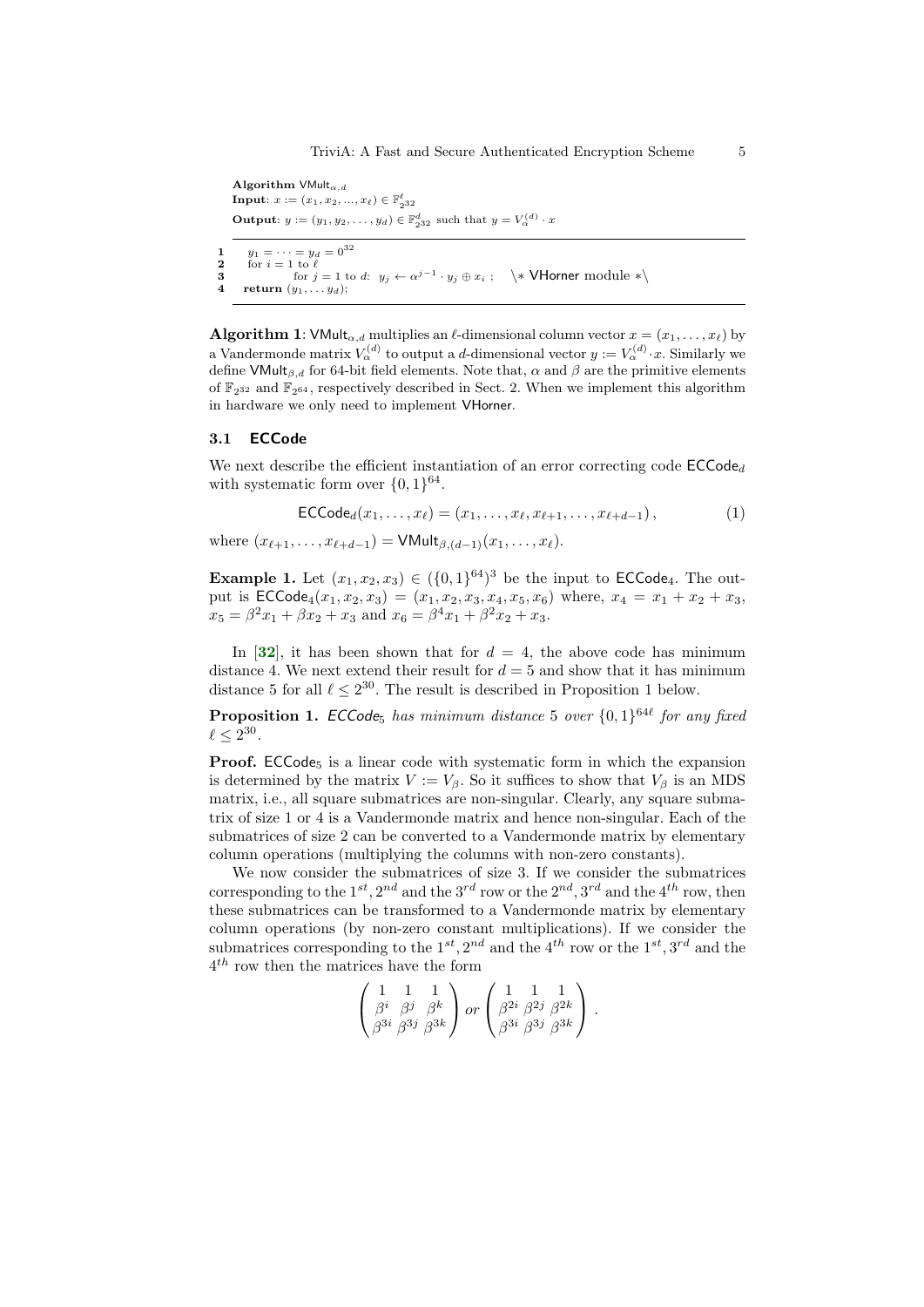**Algorithm** $\mathsf{VMult}_{\alpha,d}$
**Input**: $x := (x_1, x_2, ..., x_\ell) \in \mathbb{F}_{2^{32}}^{\ell}$
**Output**: $y := (y_1, y_2, \ldots, y_d) \in \mathbb{F}_{2^{32}}^{d}$ such that $y = V_\alpha^{(d)} \cdot x$

```
1    y_1 = ··· = y_d = 0^32
2    for i = 1 to ℓ
3         for j = 1 to d:  y_j ← α^(j−1) · y_j ⊕ x_i ;   \* VHorner module *\
4    return (y_1, ... y_d);
```

**Algorithm 1**: $\mathsf{VMult}_{\alpha,d}$ multiplies an $\ell$-dimensional column vector $x = (x_1, \ldots, x_\ell)$ by a Vandermonde matrix $V_\alpha^{(d)}$ to output a $d$-dimensional vector $y := V_\alpha^{(d)} \cdot x$. Similarly we define $\mathsf{VMult}_{\beta,d}$ for 64-bit field elements. Note that, $\alpha$ and $\beta$ are the primitive elements of $\mathbb{F}_{2^{32}}$ and $\mathbb{F}_{2^{64}}$, respectively described in Sect. 2. When we implement this algorithm in hardware we only need to implement VHorner.

### 3.1 ECCode

We next describe the efficient instantiation of an error correcting code $\mathsf{ECCode}_d$ with systematic form over $\{0,1\}^{64}$.

$$\mathsf{ECCode}_d(x_1, \ldots, x_\ell) = (x_1, \ldots, x_\ell, x_{\ell+1}, \ldots, x_{\ell+d-1}), \tag{1}$$

where $(x_{\ell+1}, \ldots, x_{\ell+d-1}) = \mathsf{VMult}_{\beta,(d-1)}(x_1, \ldots, x_\ell)$.

**Example 1.** Let $(x_1, x_2, x_3) \in (\{0,1\}^{64})^3$ be the input to $\mathsf{ECCode}_4$. The output is $\mathsf{ECCode}_4(x_1, x_2, x_3) = (x_1, x_2, x_3, x_4, x_5, x_6)$ where, $x_4 = x_1 + x_2 + x_3$, $x_5 = \beta^2 x_1 + \beta x_2 + x_3$ and $x_6 = \beta^4 x_1 + \beta^2 x_2 + x_3$.

In [32], it has been shown that for $d = 4$, the above code has minimum distance 4. We next extend their result for $d = 5$ and show that it has minimum distance 5 for all $\ell \le 2^{30}$. The result is described in Proposition 1 below.

**Proposition 1.** *$\mathsf{ECCode}_5$ has minimum distance 5 over $\{0,1\}^{64\ell}$ for any fixed $\ell \le 2^{30}$.*

**Proof.** $\mathsf{ECCode}_5$ is a linear code with systematic form in which the expansion is determined by the matrix $V := V_\beta$. So it suffices to show that $V_\beta$ is an MDS matrix, i.e., all square submatrices are non-singular. Clearly, any square submatrix of size 1 or 4 is a Vandermonde matrix and hence non-singular. Each of the submatrices of size 2 can be converted to a Vandermonde matrix by elementary column operations (multiplying the columns with non-zero constants).

We now consider the submatrices of size 3. If we consider the submatrices corresponding to the $1^{st}, 2^{nd}$ and the $3^{rd}$ row or the $2^{nd}, 3^{rd}$ and the $4^{th}$ row, then these submatrices can be transformed to a Vandermonde matrix by elementary column operations (by non-zero constant multiplications). If we consider the submatrices corresponding to the $1^{st}, 2^{nd}$ and the $4^{th}$ row or the $1^{st}, 3^{rd}$ and the $4^{th}$ row then the matrices have the form

$$\begin{pmatrix} 1 & 1 & 1 \\ \beta^i & \beta^j & \beta^k \\ \beta^{3i} & \beta^{3j} & \beta^{3k} \end{pmatrix} \textit{ or } \begin{pmatrix} 1 & 1 & 1 \\ \beta^{2i} & \beta^{2j} & \beta^{2k} \\ \beta^{3i} & \beta^{3j} & \beta^{3k} \end{pmatrix}.$$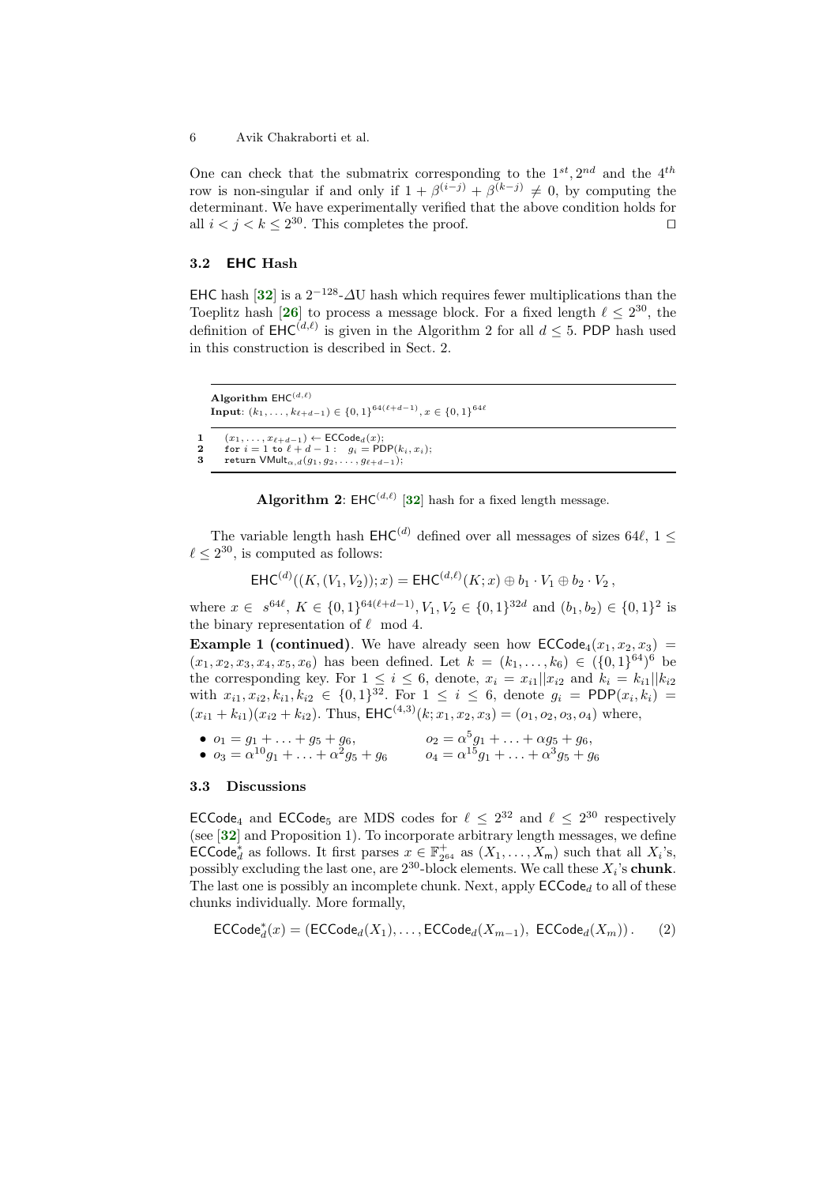One can check that the submatrix corresponding to the $1^{st}, 2^{nd}$ and the $4^{th}$ row is non-singular if and only if $1 + \beta^{(i-j)} + \beta^{(k-j)} \neq 0$, by computing the determinant. We have experimentally verified that the above condition holds for all $i < j < k \leq 2^{30}$. This completes the proof. ◻

### 3.2 EHC Hash

EHC hash [32] is a $2^{-128}$-$\Delta$U hash which requires fewer multiplications than the Toeplitz hash [26] to process a message block. For a fixed length $\ell \leq 2^{30}$, the definition of $\mathsf{EHC}^{(d,\ell)}$ is given in the Algorithm 2 for all $d \leq 5$. PDP hash used in this construction is described in Sect. 2.

---

**Algorithm** $\mathsf{EHC}^{(d,\ell)}$
**Input**: $(k_1, \ldots, k_{\ell+d-1}) \in \{0,1\}^{64(\ell+d-1)}, x \in \{0,1\}^{64\ell}$

---

```
1   (x_1, ..., x_{ℓ+d-1}) ← ECCode_d(x);
2   for i = 1 to ℓ + d − 1 :   g_i = PDP(k_i, x_i);
3   return VMult_{α,d}(g_1, g_2, ..., g_{ℓ+d-1});
```

---

**Algorithm 2**: $\mathsf{EHC}^{(d,\ell)}$ [32] hash for a fixed length message.

The variable length hash $\mathsf{EHC}^{(d)}$ defined over all messages of sizes $64\ell$, $1 \leq \ell \leq 2^{30}$, is computed as follows:

$$\mathsf{EHC}^{(d)}((K,(V_1,V_2)); x) = \mathsf{EHC}^{(d,\ell)}(K; x) \oplus b_1 \cdot V_1 \oplus b_2 \cdot V_2 \,,$$

where $x \in s^{64\ell}$, $K \in \{0,1\}^{64(\ell+d-1)}, V_1, V_2 \in \{0,1\}^{32d}$ and $(b_1, b_2) \in \{0,1\}^2$ is the binary representation of $\ell \mod 4$.

**Example 1 (continued)**. We have already seen how $\mathsf{ECCode}_4(x_1, x_2, x_3) = (x_1, x_2, x_3, x_4, x_5, x_6)$ has been defined. Let $k = (k_1, \ldots, k_6) \in (\{0,1\}^{64})^6$ be the corresponding key. For $1 \leq i \leq 6$, denote, $x_i = x_{i1} \| x_{i2}$ and $k_i = k_{i1} \| k_{i2}$ with $x_{i1}, x_{i2}, k_{i1}, k_{i2} \in \{0,1\}^{32}$. For $1 \leq i \leq 6$, denote $g_i = \mathsf{PDP}(x_i, k_i) = (x_{i1} + k_{i1})(x_{i2} + k_{i2})$. Thus, $\mathsf{EHC}^{(4,3)}(k; x_1, x_2, x_3) = (o_1, o_2, o_3, o_4)$ where,

- $o_1 = g_1 + \ldots + g_5 + g_6$, $\quad o_2 = \alpha^5 g_1 + \ldots + \alpha g_5 + g_6$,
- $o_3 = \alpha^{10} g_1 + \ldots + \alpha^2 g_5 + g_6$ $\quad o_4 = \alpha^{15} g_1 + \ldots + \alpha^3 g_5 + g_6$

### 3.3 Discussions

$\mathsf{ECCode}_4$ and $\mathsf{ECCode}_5$ are MDS codes for $\ell \leq 2^{32}$ and $\ell \leq 2^{30}$ respectively (see [32] and Proposition 1). To incorporate arbitrary length messages, we define $\mathsf{ECCode}_d^*$ as follows. It first parses $x \in \mathbb{F}_{2^{64}}^+$ as $(X_1, \ldots, X_{\mathsf{m}})$ such that all $X_i$'s, possibly excluding the last one, are $2^{30}$-block elements. We call these $X_i$'s **chunk**. The last one is possibly an incomplete chunk. Next, apply $\mathsf{ECCode}_d$ to all of these chunks individually. More formally,

$$\mathsf{ECCode}_d^*(x) = (\mathsf{ECCode}_d(X_1), \ldots, \mathsf{ECCode}_d(X_{m-1}),\ \mathsf{ECCode}_d(X_m))\,. \qquad (2)$$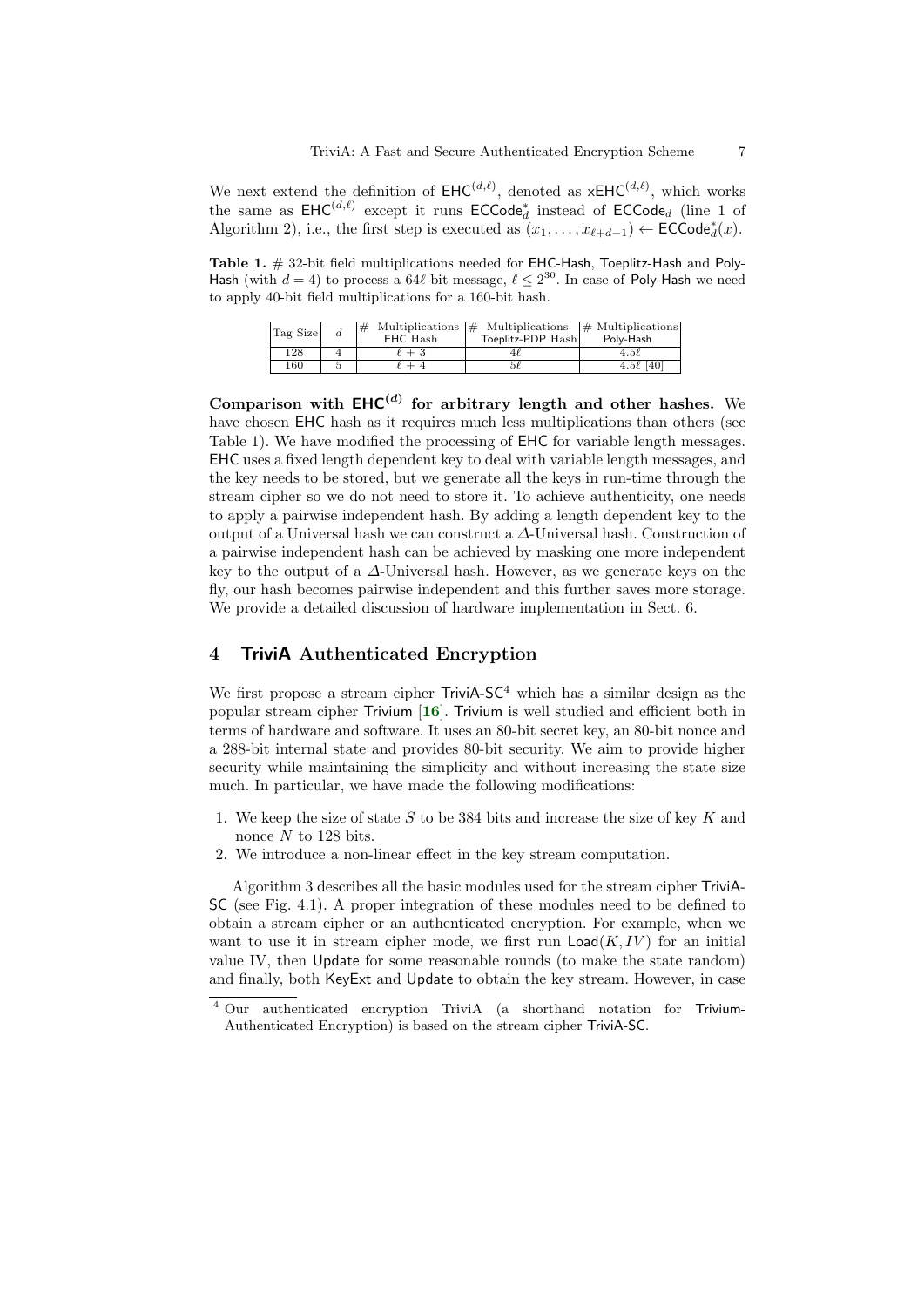We next extend the definition of $\mathsf{EHC}^{(d,\ell)}$, denoted as $\mathsf{xEHC}^{(d,\ell)}$, which works the same as $\mathsf{EHC}^{(d,\ell)}$ except it runs $\mathsf{ECCode}^*_d$ instead of $\mathsf{ECCode}_d$ (line 1 of Algorithm 2), i.e., the first step is executed as $(x_1, \ldots, x_{\ell+d-1}) \leftarrow \mathsf{ECCode}^*_d(x)$.

**Table 1.** # 32-bit field multiplications needed for EHC-Hash, Toeplitz-Hash and Poly-Hash (with $d = 4$) to process a $64\ell$-bit message, $\ell \leq 2^{30}$. In case of Poly-Hash we need to apply 40-bit field multiplications for a 160-bit hash.

| Tag Size | $d$ | # Multiplications EHC Hash | # Multiplications Toeplitz-PDP Hash | # Multiplications Poly-Hash |
|---|---|---|---|---|
| 128 | 4 | $\ell + 3$ | $4\ell$ | $4.5\ell$ |
| 160 | 5 | $\ell + 4$ | $5\ell$ | $4.5\ell$ [40] |

**Comparison with $\mathsf{EHC}^{(d)}$ for arbitrary length and other hashes.** We have chosen EHC hash as it requires much less multiplications than others (see Table 1). We have modified the processing of EHC for variable length messages. EHC uses a fixed length dependent key to deal with variable length messages, and the key needs to be stored, but we generate all the keys in run-time through the stream cipher so we do not need to store it. To achieve authenticity, one needs to apply a pairwise independent hash. By adding a length dependent key to the output of a Universal hash we can construct a $\Delta$-Universal hash. Construction of a pairwise independent hash can be achieved by masking one more independent key to the output of a $\Delta$-Universal hash. However, as we generate keys on the fly, our hash becomes pairwise independent and this further saves more storage. We provide a detailed discussion of hardware implementation in Sect. 6.

## 4 TriviA Authenticated Encryption

We first propose a stream cipher TriviA-SC[4] which has a similar design as the popular stream cipher Trivium [16]. Trivium is well studied and efficient both in terms of hardware and software. It uses an 80-bit secret key, an 80-bit nonce and a 288-bit internal state and provides 80-bit security. We aim to provide higher security while maintaining the simplicity and without increasing the state size much. In particular, we have made the following modifications:

1. We keep the size of state $S$ to be 384 bits and increase the size of key $K$ and nonce $N$ to 128 bits.
2. We introduce a non-linear effect in the key stream computation.

Algorithm 3 describes all the basic modules used for the stream cipher TriviA-SC (see Fig. 4.1). A proper integration of these modules need to be defined to obtain a stream cipher or an authenticated encryption. For example, when we want to use it in stream cipher mode, we first run $\mathsf{Load}(K, IV)$ for an initial value IV, then Update for some reasonable rounds (to make the state random) and finally, both KeyExt and Update to obtain the key stream. However, in case

[4] Our authenticated encryption TriviA (a shorthand notation for Trivium-Authenticated Encryption) is based on the stream cipher TriviA-SC.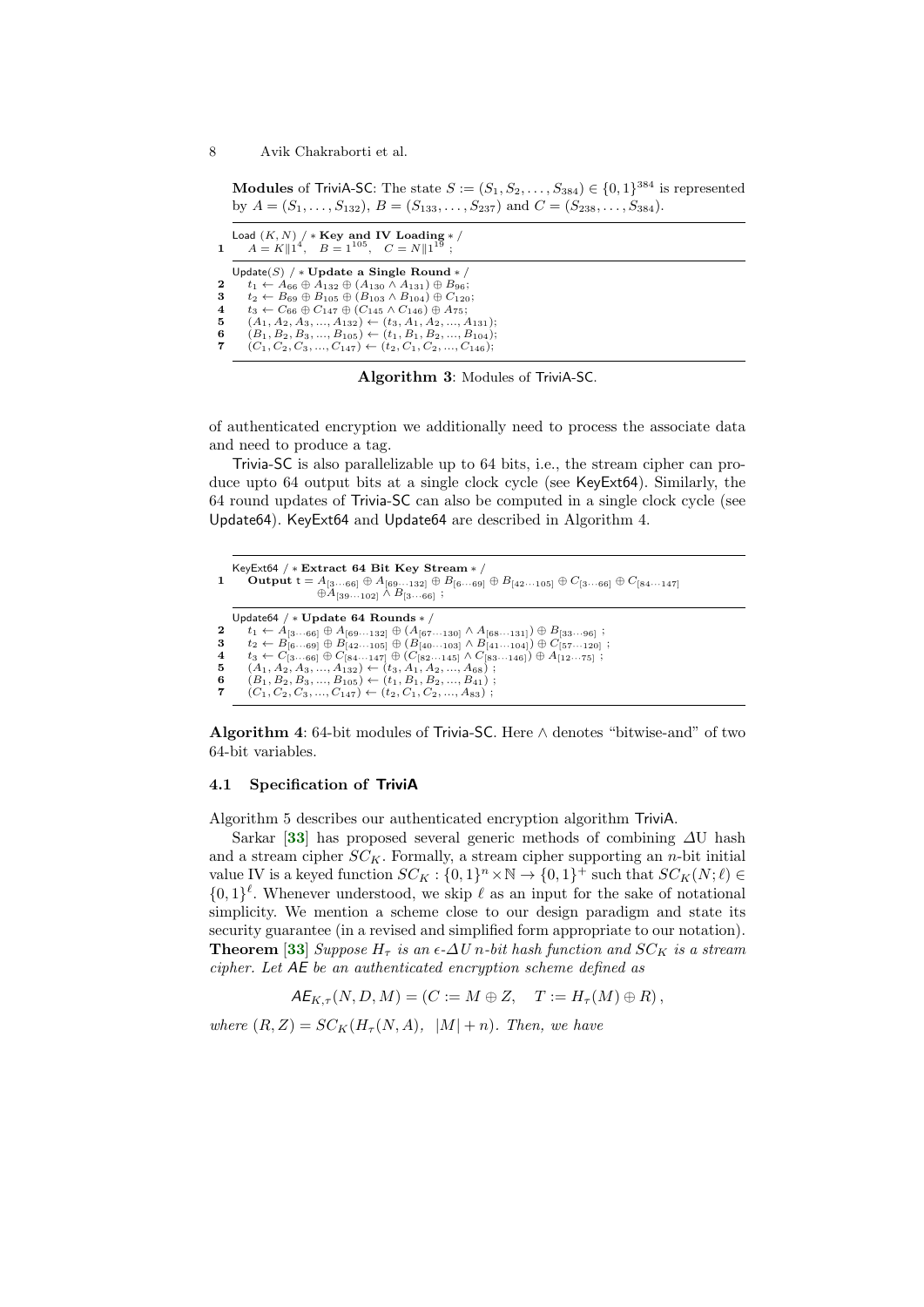**Modules** of TriviA-SC: The state $S := (S_1, S_2, \ldots, S_{384}) \in \{0,1\}^{384}$ is represented by $A = (S_1, \ldots, S_{132})$, $B = (S_{133}, \ldots, S_{237})$ and $C = (S_{238}, \ldots, S_{384})$.

```
    Load (K, N)  /* Key and IV Loading */
1     A = K||1^4,   B = 1^105,   C = N||1^19 ;

    Update(S)  /* Update a Single Round */
2     t1 ← A66 ⊕ A132 ⊕ (A130 ∧ A131) ⊕ B96;
3     t2 ← B69 ⊕ B105 ⊕ (B103 ∧ B104) ⊕ C120;
4     t3 ← C66 ⊕ C147 ⊕ (C145 ∧ C146) ⊕ A75;
5     (A1, A2, A3, ..., A132) ← (t3, A1, A2, ..., A131);
6     (B1, B2, B3, ..., B105) ← (t1, B1, B2, ..., B104);
7     (C1, C2, C3, ..., C147) ← (t2, C1, C2, ..., C146);
```

**Algorithm 3**: Modules of TriviA-SC.

of authenticated encryption we additionally need to process the associate data and need to produce a tag.

Trivia-SC is also parallelizable up to 64 bits, i.e., the stream cipher can produce upto 64 output bits at a single clock cycle (see KeyExt64). Similarly, the 64 round updates of Trivia-SC can also be computed in a single clock cycle (see Update64). KeyExt64 and Update64 are described in Algorithm 4.

```
    KeyExt64  /* Extract 64 Bit Key Stream */
1     Output t = A[3···66] ⊕ A[69···132] ⊕ B[6···69] ⊕ B[42···105] ⊕ C[3···66] ⊕ C[84···147]
                 ⊕A[39···102] ∧ B[3···66] ;

    Update64  /* Update 64 Rounds */
2     t1 ← A[3···66] ⊕ A[69···132] ⊕ (A[67···130] ∧ A[68···131]) ⊕ B[33···96] ;
3     t2 ← B[6···69] ⊕ B[42···105] ⊕ (B[40···103] ∧ B[41···104]) ⊕ C[57···120] ;
4     t3 ← C[3···66] ⊕ C[84···147] ⊕ (C[82···145] ∧ C[83···146]) ⊕ A[12···75] ;
5     (A1, A2, A3, ..., A132) ← (t3, A1, A2, ..., A68) ;
6     (B1, B2, B3, ..., B105) ← (t1, B1, B2, ..., B41) ;
7     (C1, C2, C3, ..., C147) ← (t2, C1, C2, ..., C83) ;
```

**Algorithm 4**: 64-bit modules of Trivia-SC. Here $\wedge$ denotes "bitwise-and" of two 64-bit variables.

### 4.1 Specification of TriviA

Algorithm 5 describes our authenticated encryption algorithm TriviA.

Sarkar [33] has proposed several generic methods of combining $\Delta$U hash and a stream cipher $SC_K$. Formally, a stream cipher supporting an $n$-bit initial value IV is a keyed function $SC_K : \{0,1\}^n \times \mathbb{N} \to \{0,1\}^+$ such that $SC_K(N; \ell) \in \{0,1\}^\ell$. Whenever understood, we skip $\ell$ as an input for the sake of notational simplicity. We mention a scheme close to our design paradigm and state its security guarantee (in a revised and simplified form appropriate to our notation).
**Theorem** [33] *Suppose $H_\tau$ is an $\epsilon$-$\Delta U$ $n$-bit hash function and $SC_K$ is a stream cipher. Let AE be an authenticated encryption scheme defined as*

$$\mathsf{AE}_{K,\tau}(N, D, M) = (C := M \oplus Z, \quad T := H_\tau(M) \oplus R),$$

*where $(R, Z) = SC_K(H_\tau(N, A), \ |M| + n)$. Then, we have*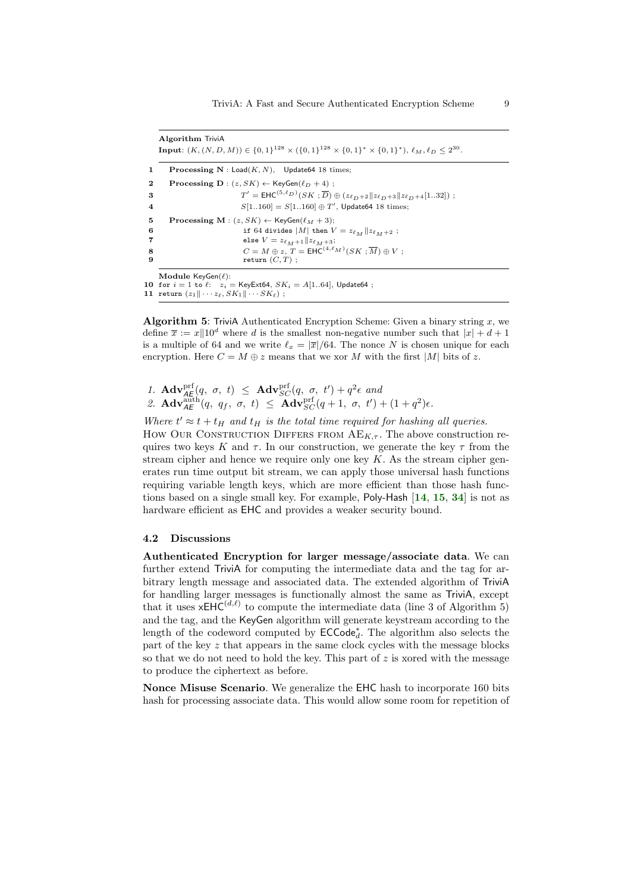**Algorithm** TriviA
**Input**: $(K,(N,D,M)) \in \{0,1\}^{128} \times (\{0,1\}^{128} \times \{0,1\}^* \times \{0,1\}^*)$, $\ell_M, \ell_D \leq 2^{30}$.

```
1   Processing N : Load(K, N),  Update64 18 times;
2   Processing D : (z, SK) ← KeyGen(ℓ_D + 4) ;
3                  T' = EHC^(5,ℓ_D)(SK ; D̄) ⊕ (z_{ℓ_D+2} || z_{ℓ_D+3} || z_{ℓ_D+4}[1..32]) ;
4                  S[1..160] = S[1..160] ⊕ T', Update64 18 times;
5   Processing M : (z, SK) ← KeyGen(ℓ_M + 3);
6                  if 64 divides |M| then V = z_{ℓ_M} || z_{ℓ_M+2} ;
7                  else V = z_{ℓ_M+1} || z_{ℓ_M+3};
8                  C = M ⊕ z, T = EHC^(4,ℓ_M)(SK ; M̄) ⊕ V ;
9                  return (C, T) ;

    Module KeyGen(ℓ):
10  for i = 1 to ℓ:  z_i = KeyExt64, SK_i = A[1..64], Update64 ;
11  return (z_1 || ··· z_ℓ, SK_1 || ··· SK_ℓ) ;
```

**Algorithm 5**: TriviA Authenticated Encryption Scheme: Given a binary string $x$, we define $\overline{x} := x\|10^d$ where $d$ is the smallest non-negative number such that $|x| + d + 1$ is a multiple of 64 and we write $\ell_x = |\overline{x}|/64$. The nonce $N$ is chosen unique for each encryption. Here $C = M \oplus z$ means that we xor $M$ with the first $|M|$ bits of $z$.

1. $\mathbf{Adv}^{\mathrm{prf}}_{\mathsf{AE}}(q,\ \sigma,\ t) \ \leq\ \mathbf{Adv}^{\mathrm{prf}}_{SC}(q,\ \sigma,\ t') + q^2\epsilon$ *and*
2. $\mathbf{Adv}^{\mathrm{auth}}_{\mathsf{AE}}(q,\ q_f,\ \sigma,\ t) \ \leq\ \mathbf{Adv}^{\mathrm{prf}}_{SC}(q+1,\ \sigma,\ t') + (1+q^2)\epsilon.$

*Where $t' \approx t + t_H$ and $t_H$ is the total time required for hashing all queries.*

How Our Construction Differs from $\mathrm{AE}_{K,\tau}$. The above construction requires two keys $K$ and $\tau$. In our construction, we generate the key $\tau$ from the stream cipher and hence we require only one key $K$. As the stream cipher generates run time output bit stream, we can apply those universal hash functions requiring variable length keys, which are more efficient than those hash functions based on a single small key. For example, Poly-Hash [**14**, **15**, **34**] is not as hardware efficient as EHC and provides a weaker security bound.

### 4.2 Discussions

**Authenticated Encryption for larger message/associate data**. We can further extend TriviA for computing the intermediate data and the tag for arbitrary length message and associated data. The extended algorithm of TriviA for handling larger messages is functionally almost the same as TriviA, except that it uses $\mathsf{xEHC}^{(d,\ell)}$ to compute the intermediate data (line 3 of Algorithm 5) and the tag, and the KeyGen algorithm will generate keystream according to the length of the codeword computed by $\mathsf{ECCode}^*_d$. The algorithm also selects the part of the key $z$ that appears in the same clock cycles with the message blocks so that we do not need to hold the key. This part of $z$ is xored with the message to produce the ciphertext as before.

**Nonce Misuse Scenario**. We generalize the EHC hash to incorporate 160 bits hash for processing associate data. This would allow some room for repetition of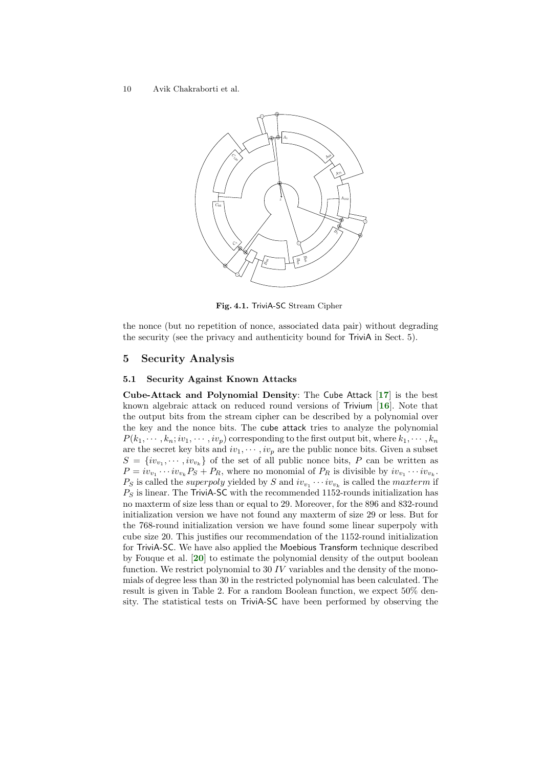**Fig. 4.1.** TriviA-SC Stream Cipher

the nonce (but no repetition of nonce, associated data pair) without degrading the security (see the privacy and authenticity bound for TriviA in Sect. 5).

## 5 Security Analysis

### 5.1 Security Against Known Attacks

**Cube-Attack and Polynomial Density**: The Cube Attack [17] is the best known algebraic attack on reduced round versions of Trivium [16]. Note that the output bits from the stream cipher can be described by a polynomial over the key and the nonce bits. The cube attack tries to analyze the polynomial $P(k_1, \cdots, k_n; iv_1, \cdots, iv_p)$ corresponding to the first output bit, where $k_1, \cdots, k_n$ are the secret key bits and $iv_1, \cdots, iv_p$ are the public nonce bits. Given a subset $S = \{iv_{v_1}, \cdots, iv_{v_k}\}$ of the set of all public nonce bits, $P$ can be written as $P = iv_{v_1} \cdots iv_{v_k} P_S + P_R$, where no monomial of $P_R$ is divisible by $iv_{v_1} \cdots iv_{v_k}$. $P_S$ is called the *superpoly* yielded by $S$ and $iv_{v_1} \cdots iv_{v_k}$ is called the *maxterm* if $P_S$ is linear. The TriviA-SC with the recommended 1152-rounds initialization has no maxterm of size less than or equal to 29. Moreover, for the 896 and 832-round initialization version we have not found any maxterm of size 29 or less. But for the 768-round initialization version we have found some linear superpoly with cube size 20. This justifies our recommendation of the 1152-round initialization for TriviA-SC. We have also applied the Moebious Transform technique described by Fouque et al. [20] to estimate the polynomial density of the output boolean function. We restrict polynomial to 30 $IV$ variables and the density of the monomials of degree less than 30 in the restricted polynomial has been calculated. The result is given in Table 2. For a random Boolean function, we expect 50% density. The statistical tests on TriviA-SC have been performed by observing the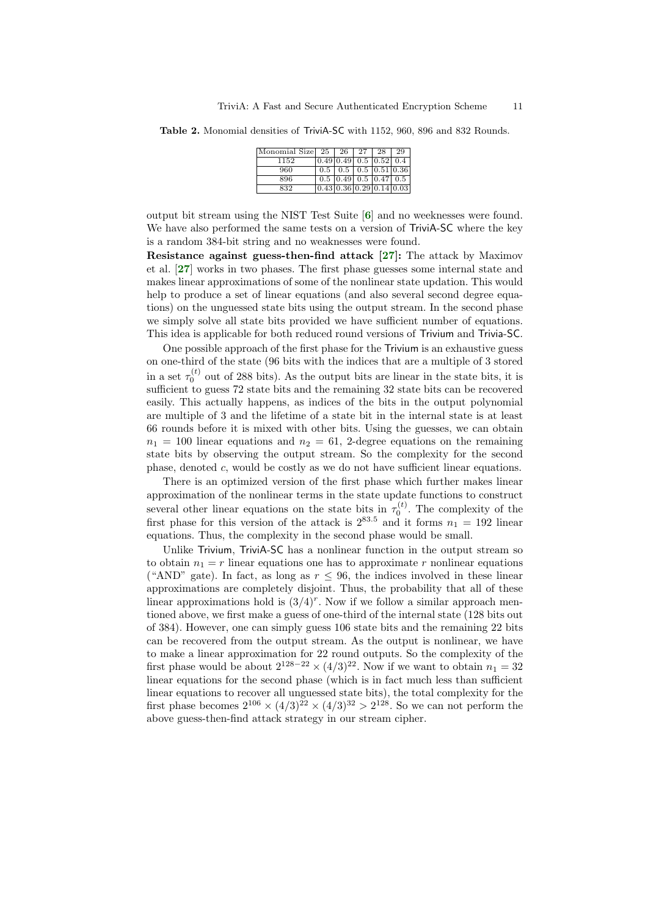**Table 2.** Monomial densities of TriviA-SC with 1152, 960, 896 and 832 Rounds.

| Monomial Size | 25 | 26 | 27 | 28 | 29 |
|---|---|---|---|---|---|
| 1152 | 0.49 | 0.49 | 0.5 | 0.52 | 0.4 |
| 960 | 0.5 | 0.5 | 0.5 | 0.51 | 0.36 |
| 896 | 0.5 | 0.49 | 0.5 | 0.47 | 0.5 |
| 832 | 0.43 | 0.36 | 0.29 | 0.14 | 0.03 |

output bit stream using the NIST Test Suite [6] and no weeknesses were found. We have also performed the same tests on a version of TriviA-SC where the key is a random 384-bit string and no weaknesses were found.

**Resistance against guess-then-find attack [27]:** The attack by Maximov et al. [27] works in two phases. The first phase guesses some internal state and makes linear approximations of some of the nonlinear state updation. This would help to produce a set of linear equations (and also several second degree equations) on the unguessed state bits using the output stream. In the second phase we simply solve all state bits provided we have sufficient number of equations. This idea is applicable for both reduced round versions of Trivium and Trivia-SC.

One possible approach of the first phase for the Trivium is an exhaustive guess on one-third of the state (96 bits with the indices that are a multiple of 3 stored in a set $\tau_0^{(t)}$ out of 288 bits). As the output bits are linear in the state bits, it is sufficient to guess 72 state bits and the remaining 32 state bits can be recovered easily. This actually happens, as indices of the bits in the output polynomial are multiple of 3 and the lifetime of a state bit in the internal state is at least 66 rounds before it is mixed with other bits. Using the guesses, we can obtain $n_1 = 100$ linear equations and $n_2 = 61$, 2-degree equations on the remaining state bits by observing the output stream. So the complexity for the second phase, denoted $c$, would be costly as we do not have sufficient linear equations.

There is an optimized version of the first phase which further makes linear approximation of the nonlinear terms in the state update functions to construct several other linear equations on the state bits in $\tau_0^{(t)}$. The complexity of the first phase for this version of the attack is $2^{83.5}$ and it forms $n_1 = 192$ linear equations. Thus, the complexity in the second phase would be small.

Unlike Trivium, TriviA-SC has a nonlinear function in the output stream so to obtain $n_1 = r$ linear equations one has to approximate $r$ nonlinear equations ("AND" gate). In fact, as long as $r \leq 96$, the indices involved in these linear approximations are completely disjoint. Thus, the probability that all of these linear approximations hold is $(3/4)^r$. Now if we follow a similar approach mentioned above, we first make a guess of one-third of the internal state (128 bits out of 384). However, one can simply guess 106 state bits and the remaining 22 bits can be recovered from the output stream. As the output is nonlinear, we have to make a linear approximation for 22 round outputs. So the complexity of the first phase would be about $2^{128-22} \times (4/3)^{22}$. Now if we want to obtain $n_1 = 32$ linear equations for the second phase (which is in fact much less than sufficient linear equations to recover all unguessed state bits), the total complexity for the first phase becomes $2^{106} \times (4/3)^{22} \times (4/3)^{32} > 2^{128}$. So we can not perform the above guess-then-find attack strategy in our stream cipher.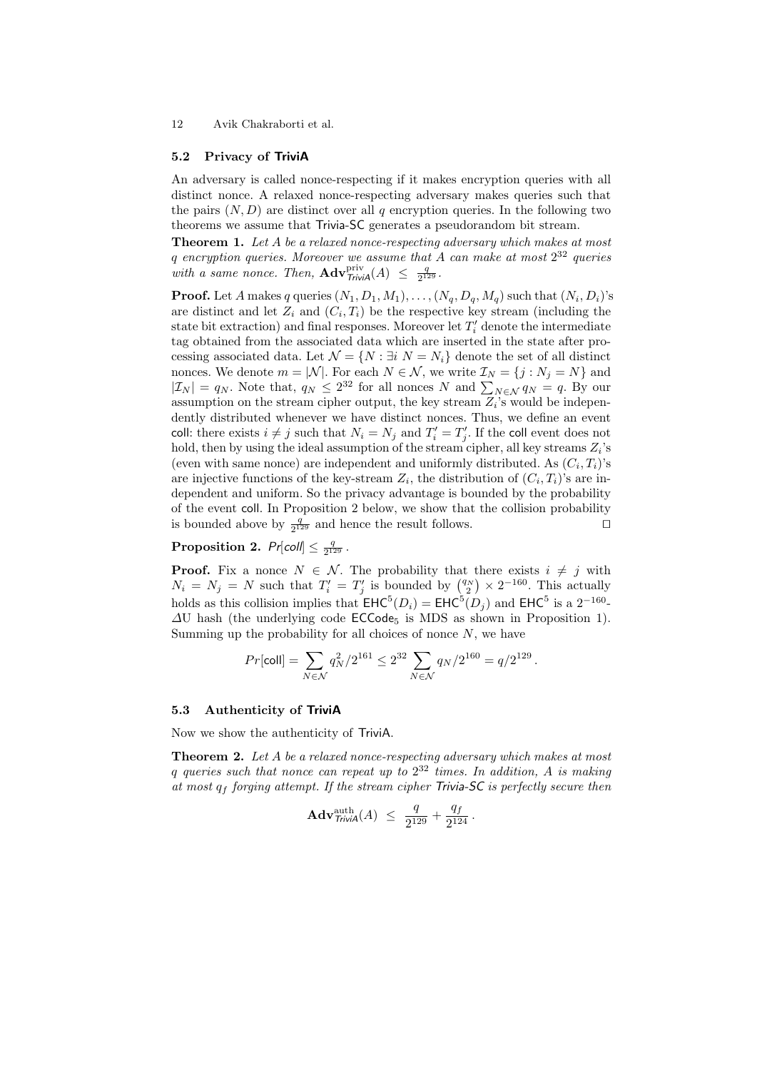### 5.2 Privacy of TriviA

An adversary is called nonce-respecting if it makes encryption queries with all distinct nonce. A relaxed nonce-respecting adversary makes queries such that the pairs $(N, D)$ are distinct over all $q$ encryption queries. In the following two theorems we assume that Trivia-SC generates a pseudorandom bit stream.

**Theorem 1.** *Let $A$ be a relaxed nonce-respecting adversary which makes at most $q$ encryption queries. Moreover we assume that $A$ can make at most $2^{32}$ queries with a same nonce. Then,* $\mathbf{Adv}^{\text{priv}}_{\mathsf{TriviA}}(A) \leq \frac{q}{2^{129}}$.

**Proof.** Let $A$ makes $q$ queries $(N_1, D_1, M_1), \ldots, (N_q, D_q, M_q)$ such that $(N_i, D_i)$'s are distinct and let $Z_i$ and $(C_i, T_i)$ be the respective key stream (including the state bit extraction) and final responses. Moreover let $T'_i$ denote the intermediate tag obtained from the associated data which are inserted in the state after processing associated data. Let $\mathcal{N} = \{N : \exists i \; N = N_i\}$ denote the set of all distinct nonces. We denote $m = |\mathcal{N}|$. For each $N \in \mathcal{N}$, we write $\mathcal{I}_N = \{j : N_j = N\}$ and $|\mathcal{I}_N| = q_N$. Note that, $q_N \leq 2^{32}$ for all nonces $N$ and $\sum_{N \in \mathcal{N}} q_N = q$. By our assumption on the stream cipher output, the key stream $Z_i$'s would be independently distributed whenever we have distinct nonces. Thus, we define an event coll: there exists $i \neq j$ such that $N_i = N_j$ and $T'_i = T'_j$. If the coll event does not hold, then by using the ideal assumption of the stream cipher, all key streams $Z_i$'s (even with same nonce) are independent and uniformly distributed. As $(C_i, T_i)$'s are injective functions of the key-stream $Z_i$, the distribution of $(C_i, T_i)$'s are independent and uniform. So the privacy advantage is bounded by the probability of the event coll. In Proposition 2 below, we show that the collision probability is bounded above by $\frac{q}{2^{129}}$ and hence the result follows. ◻

**Proposition 2.** $Pr[\mathsf{coll}] \leq \frac{q}{2^{129}}$.

**Proof.** Fix a nonce $N \in \mathcal{N}$. The probability that there exists $i \neq j$ with $N_i = N_j = N$ such that $T'_i = T'_j$ is bounded by $\binom{q_N}{2} \times 2^{-160}$. This actually holds as this collision implies that $\mathsf{EHC}^5(D_i) = \mathsf{EHC}^5(D_j)$ and $\mathsf{EHC}^5$ is a $2^{-160}$-$\Delta$U hash (the underlying code $\mathsf{ECCode}_5$ is MDS as shown in Proposition 1). Summing up the probability for all choices of nonce $N$, we have

$$Pr[\mathsf{coll}] = \sum_{N \in \mathcal{N}} q_N^2 / 2^{161} \leq 2^{32} \sum_{N \in \mathcal{N}} q_N / 2^{160} = q / 2^{129}.$$

### 5.3 Authenticity of TriviA

Now we show the authenticity of TriviA.

**Theorem 2.** *Let $A$ be a relaxed nonce-respecting adversary which makes at most $q$ queries such that nonce can repeat up to $2^{32}$ times. In addition, $A$ is making at most $q_f$ forging attempt. If the stream cipher Trivia-SC is perfectly secure then*

$$\mathbf{Adv}^{\text{auth}}_{\mathsf{TriviA}}(A) \leq \frac{q}{2^{129}} + \frac{q_f}{2^{124}}.$$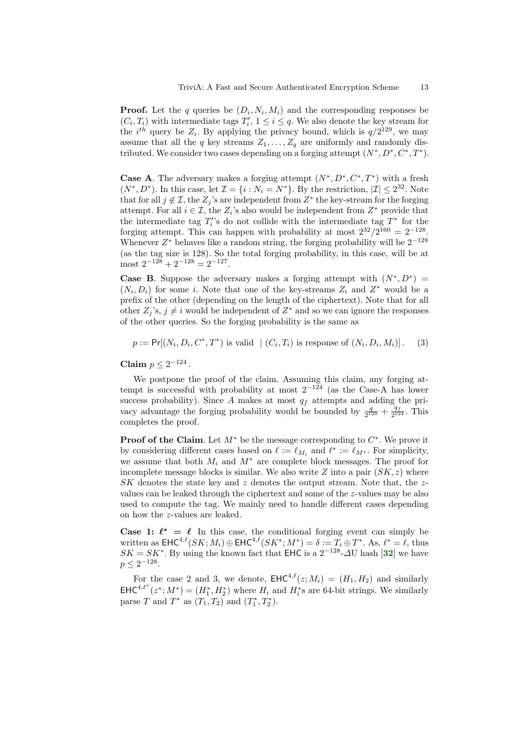**Proof.** Let the $q$ queries be $(D_i, N_i, M_i)$ and the corresponding responses be $(C_i, T_i)$ with intermediate tags $T_i'$, $1 \le i \le q$. We also denote the key stream for the $i^{th}$ query be $Z_i$. By applying the privacy bound, which is $q/2^{129}$, we may assume that all the $q$ key streams $Z_1, \ldots, Z_q$ are uniformly and randomly distributed. We consider two cases depending on a forging attempt $(N^*, D^*, C^*, T^*)$.

**Case A**. The adversary makes a forging attempt $(N^*, D^*, C^*, T^*)$ with a fresh $(N^*, D^*)$. In this case, let $\mathcal{I} = \{i : N_i = N^*\}$. By the restriction, $|\mathcal{I}| \le 2^{32}$. Note that for all $j \notin \mathcal{I}$, the $Z_j$'s are independent from $Z^*$ the key-stream for the forging attempt. For all $i \in \mathcal{I}$, the $Z_i$'s also would be independent from $Z^*$ provide that the intermediate tag $T_i'$'s do not collide with the intermediate tag $T^*$ for the forging attempt. This can happen with probability at most $2^{32}/2^{160} = 2^{-128}$. Whenever $Z^*$ behaves like a random string, the forging probability will be $2^{-128}$ (as the tag size is 128). So the total forging probability, in this case, will be at most $2^{-128} + 2^{-128} = 2^{-127}$.

**Case B**. Suppose the adversary makes a forging attempt with $(N^*, D^*) = (N_i, D_i)$ for some $i$. Note that one of the key-streams $Z_i$ and $Z^*$ would be a prefix of the other (depending on the length of the ciphertext). Note that for all other $Z_j$'s, $j \neq i$ would be independent of $Z^*$ and so we can ignore the responses of the other queries. So the forging probability is the same as

$$p := \Pr[(N_i, D_i, C^*, T^*) \text{ is valid } \mid (C_i, T_i) \text{ is response of } (N_i, D_i, M_i)]. \quad (3)$$

**Claim** $p \le 2^{-124}$.

We postpone the proof of the claim. Assuming this claim, any forging attempt is successful with probability at most $2^{-124}$ (as the Case-A has lower success probability). Since $A$ makes at most $q_f$ attempts and adding the privacy advantage the forging probability would be bounded by $\frac{q}{2^{129}} + \frac{q_f}{2^{124}}$. This completes the proof.

**Proof of the Claim**. Let $M^*$ be the message corresponding to $C^*$. We prove it by considering different cases based on $\ell := \ell_{M_i}$ and $\ell^* := \ell_{M^*}$. For simplicity, we assume that both $M_i$ and $M^*$ are complete block messages. The proof for incomplete message blocks is similar. We also write $Z$ into a pair $(SK, z)$ where $SK$ denotes the state key and $z$ denotes the output stream. Note that, the $z$-values can be leaked through the ciphertext and some of the $z$-values may be also used to compute the tag. We mainly need to handle different cases depending on how the $z$-values are leaked.

**Case 1: $\ell^* = \ell$** In this case, the conditional forging event can simply be written as $\mathsf{EHC}^{4,\ell}(SK; M_i) \oplus \mathsf{EHC}^{4,\ell}(SK^*; M^*) = \delta := T_i \oplus T^*$. As, $\ell^* = \ell$, thus $SK = SK^*$. By using the known fact that $\mathsf{EHC}$ is a $2^{-128}$-$\Delta$U hash [32] we have $p \le 2^{-128}$.

For the case 2 and 3, we denote, $\mathsf{EHC}^{4,\ell}(z; M_i) = (H_1, H_2)$ and similarly $\mathsf{EHC}^{4,\ell^*}(z^*; M^*) = (H_1^*, H_2^*)$ where $H_i$ and $H_i^*$s are 64-bit strings. We similarly parse $T$ and $T^*$ as $(T_1, T_2)$ and $(T_1^*, T_2^*)$.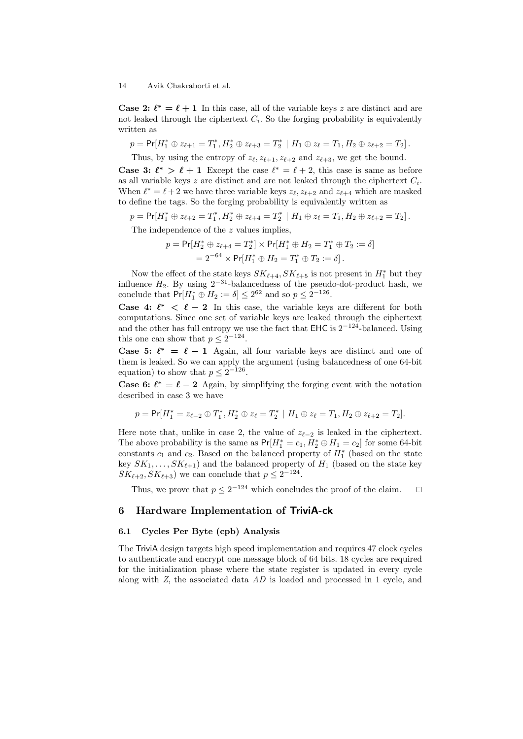**Case 2: $\ell^* = \ell + 1$** In this case, all of the variable keys $z$ are distinct and are not leaked through the ciphertext $C_i$. So the forging probability is equivalently written as

$$p = \mathsf{Pr}[H_1^* \oplus z_{\ell+1} = T_1^*, H_2^* \oplus z_{\ell+3} = T_2^* \mid H_1 \oplus z_\ell = T_1, H_2 \oplus z_{\ell+2} = T_2].$$

Thus, by using the entropy of $z_\ell, z_{\ell+1}, z_{\ell+2}$ and $z_{\ell+3}$, we get the bound.

**Case 3: $\ell^* > \ell + 1$** Except the case $\ell^* = \ell + 2$, this case is same as before as all variable keys $z$ are distinct and are not leaked through the ciphertext $C_i$. When $\ell^* = \ell + 2$ we have three variable keys $z_\ell, z_{\ell+2}$ and $z_{\ell+4}$ which are masked to define the tags. So the forging probability is equivalently written as

$$p = \mathsf{Pr}[H_1^* \oplus z_{\ell+2} = T_1^*, H_2^* \oplus z_{\ell+4} = T_2^* \mid H_1 \oplus z_\ell = T_1, H_2 \oplus z_{\ell+2} = T_2].$$

The independence of the $z$ values implies,

$$\begin{aligned} p &= \mathsf{Pr}[H_2^* \oplus z_{\ell+4} = T_2^*] \times \mathsf{Pr}[H_1^* \oplus H_2 = T_1^* \oplus T_2 := \delta] \\ &= 2^{-64} \times \mathsf{Pr}[H_1^* \oplus H_2 = T_1^* \oplus T_2 := \delta]. \end{aligned}$$

Now the effect of the state keys $SK_{\ell+4}, SK_{\ell+5}$ is not present in $H_1^*$ but they influence $H_2$. By using $2^{-31}$-balancedness of the pseudo-dot-product hash, we conclude that $\mathsf{Pr}[H_1^* \oplus H_2 := \delta] \leq 2^{62}$ and so $p \leq 2^{-126}$.

**Case 4: $\ell^* < \ell - 2$** In this case, the variable keys are different for both computations. Since one set of variable keys are leaked through the ciphertext and the other has full entropy we use the fact that $\mathsf{EHC}$ is $2^{-124}$-balanced. Using this one can show that $p \leq 2^{-124}$.

**Case 5: $\ell^* = \ell - 1$** Again, all four variable keys are distinct and one of them is leaked. So we can apply the argument (using balancedness of one 64-bit equation) to show that $p \leq 2^{-126}$.

**Case 6: $\ell^* = \ell - 2$** Again, by simplifying the forging event with the notation described in case 3 we have

$$p = \mathsf{Pr}[H_1^* = z_{\ell-2} \oplus T_1^*, H_2^* \oplus z_\ell = T_2^* \mid H_1 \oplus z_\ell = T_1, H_2 \oplus z_{\ell+2} = T_2].$$

Here note that, unlike in case 2, the value of $z_{\ell-2}$ is leaked in the ciphertext. The above probability is the same as $\mathsf{Pr}[H_1^* = c_1, H_2^* \oplus H_1 = c_2]$ for some 64-bit constants $c_1$ and $c_2$. Based on the balanced property of $H_1^*$ (based on the state key $SK_1, \ldots, SK_{\ell+1}$) and the balanced property of $H_1$ (based on the state key $SK_{\ell+2}, SK_{\ell+3}$) we can conclude that $p \leq 2^{-124}$.

Thus, we prove that $p \leq 2^{-124}$ which concludes the proof of the claim. □

## 6 Hardware Implementation of TriviA-ck

### 6.1 Cycles Per Byte (cpb) Analysis

The TriviA design targets high speed implementation and requires 47 clock cycles to authenticate and encrypt one message block of 64 bits. 18 cycles are required for the initialization phase where the state register is updated in every cycle along with $Z$, the associated data $AD$ is loaded and processed in 1 cycle, and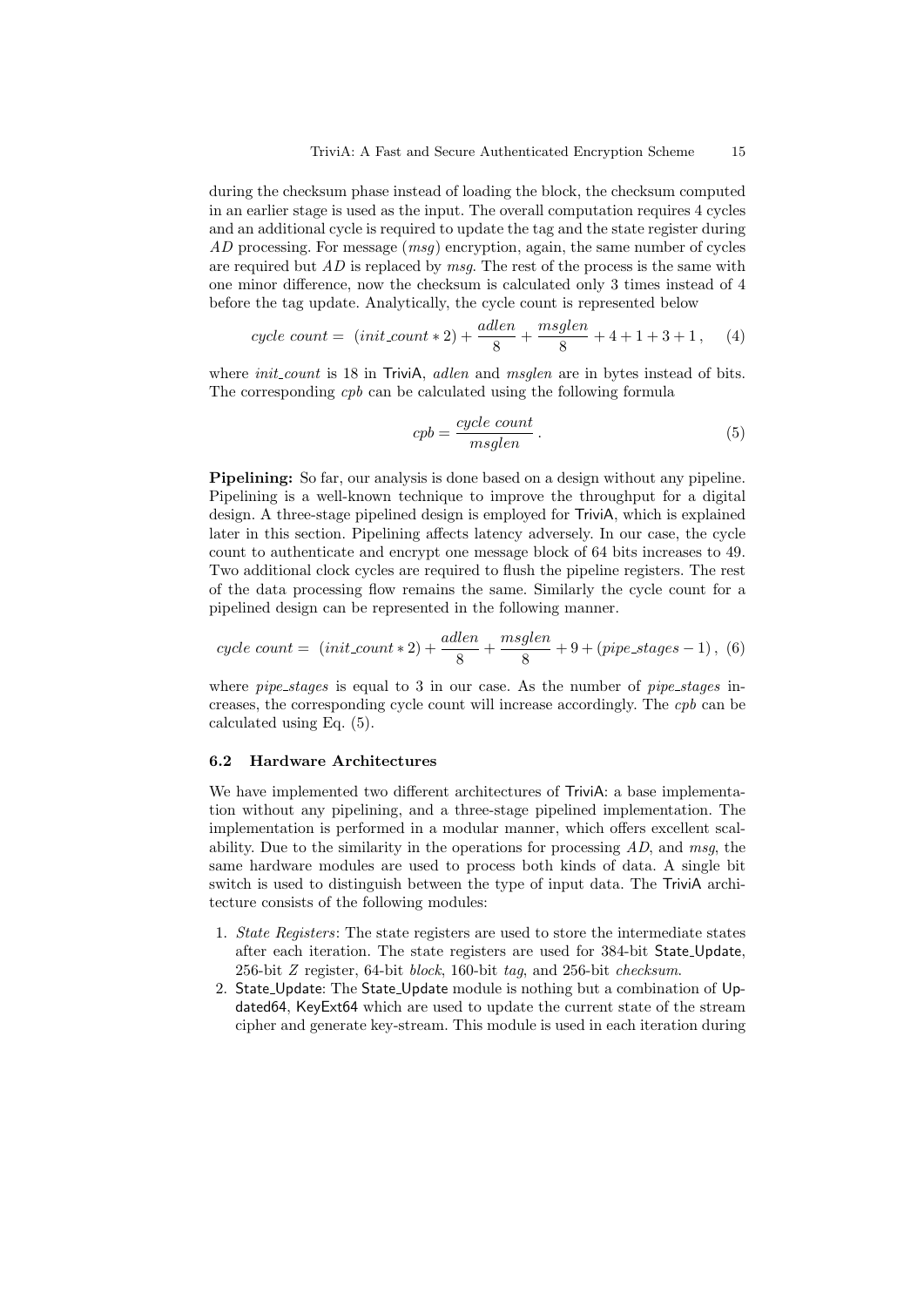during the checksum phase instead of loading the block, the checksum computed in an earlier stage is used as the input. The overall computation requires 4 cycles and an additional cycle is required to update the tag and the state register during *AD* processing. For message (*msg*) encryption, again, the same number of cycles are required but *AD* is replaced by *msg*. The rest of the process is the same with one minor difference, now the checksum is calculated only 3 times instead of 4 before the tag update. Analytically, the cycle count is represented below

$$cycle\ count = \ (init\_count * 2) + \frac{adlen}{8} + \frac{msglen}{8} + 4 + 1 + 3 + 1\,, \quad (4)$$

where *init_count* is 18 in TriviA, *adlen* and *msglen* are in bytes instead of bits. The corresponding *cpb* can be calculated using the following formula

$$cpb = \frac{cycle\ count}{msglen}\,. \quad (5)$$

**Pipelining:** So far, our analysis is done based on a design without any pipeline. Pipelining is a well-known technique to improve the throughput for a digital design. A three-stage pipelined design is employed for TriviA, which is explained later in this section. Pipelining affects latency adversely. In our case, the cycle count to authenticate and encrypt one message block of 64 bits increases to 49. Two additional clock cycles are required to flush the pipeline registers. The rest of the data processing flow remains the same. Similarly the cycle count for a pipelined design can be represented in the following manner.

$$cycle\ count = \ (init\_count * 2) + \frac{adlen}{8} + \frac{msglen}{8} + 9 + (pipe\_stages - 1)\,, \quad (6)$$

where *pipe_stages* is equal to 3 in our case. As the number of *pipe_stages* increases, the corresponding cycle count will increase accordingly. The *cpb* can be calculated using Eq. (5).

### 6.2 Hardware Architectures

We have implemented two different architectures of TriviA: a base implementation without any pipelining, and a three-stage pipelined implementation. The implementation is performed in a modular manner, which offers excellent scalability. Due to the similarity in the operations for processing *AD*, and *msg*, the same hardware modules are used to process both kinds of data. A single bit switch is used to distinguish between the type of input data. The TriviA architecture consists of the following modules:

1. *State Registers*: The state registers are used to store the intermediate states after each iteration. The state registers are used for 384-bit State_Update, 256-bit *Z* register, 64-bit *block*, 160-bit *tag*, and 256-bit *checksum*.
2. State_Update: The State_Update module is nothing but a combination of Updated64, KeyExt64 which are used to update the current state of the stream cipher and generate key-stream. This module is used in each iteration during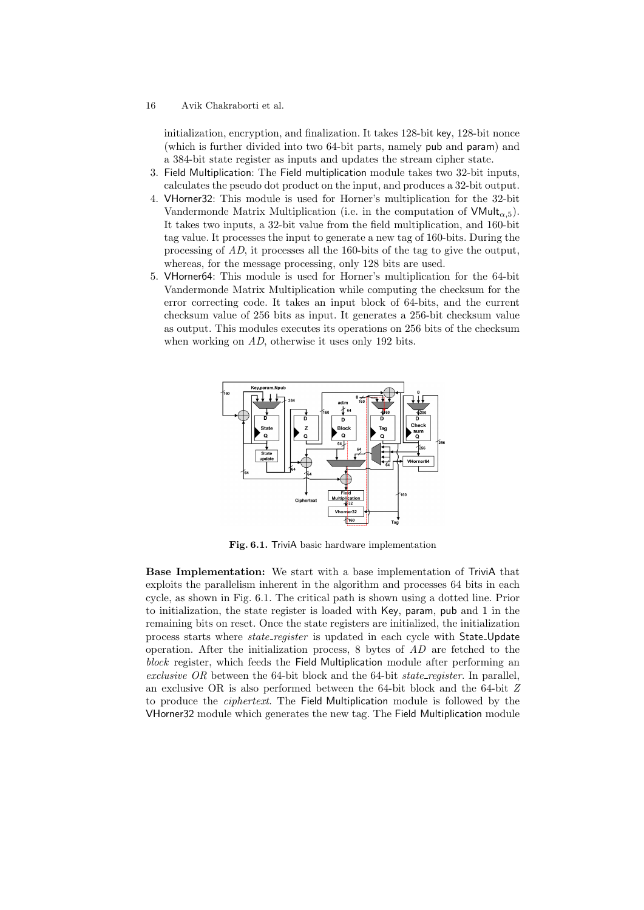initialization, encryption, and finalization. It takes 128-bit key, 128-bit nonce (which is further divided into two 64-bit parts, namely pub and param) and a 384-bit state register as inputs and updates the stream cipher state.

3. Field Multiplication: The Field multiplication module takes two 32-bit inputs, calculates the pseudo dot product on the input, and produces a 32-bit output.
4. VHorner32: This module is used for Horner's multiplication for the 32-bit Vandermonde Matrix Multiplication (i.e. in the computation of $\mathsf{VMult}_{\alpha,5}$). It takes two inputs, a 32-bit value from the field multiplication, and 160-bit tag value. It processes the input to generate a new tag of 160-bits. During the processing of $AD$, it processes all the 160-bits of the tag to give the output, whereas, for the message processing, only 128 bits are used.
5. VHorner64: This module is used for Horner's multiplication for the 64-bit Vandermonde Matrix Multiplication while computing the checksum for the error correcting code. It takes an input block of 64-bits, and the current checksum value of 256 bits as input. It generates a 256-bit checksum value as output. This modules executes its operations on 256 bits of the checksum when working on $AD$, otherwise it uses only 192 bits.

**Fig. 6.1.** TriviA basic hardware implementation

**Base Implementation:** We start with a base implementation of TriviA that exploits the parallelism inherent in the algorithm and processes 64 bits in each cycle, as shown in Fig. 6.1. The critical path is shown using a dotted line. Prior to initialization, the state register is loaded with Key, param, pub and 1 in the remaining bits on reset. Once the state registers are initialized, the initialization process starts where *state_register* is updated in each cycle with State_Update operation. After the initialization process, 8 bytes of $AD$ are fetched to the *block* register, which feeds the Field Multiplication module after performing an *exclusive OR* between the 64-bit block and the 64-bit *state_register*. In parallel, an exclusive OR is also performed between the 64-bit block and the 64-bit $Z$ to produce the *ciphertext*. The Field Multiplication module is followed by the VHorner32 module which generates the new tag. The Field Multiplication module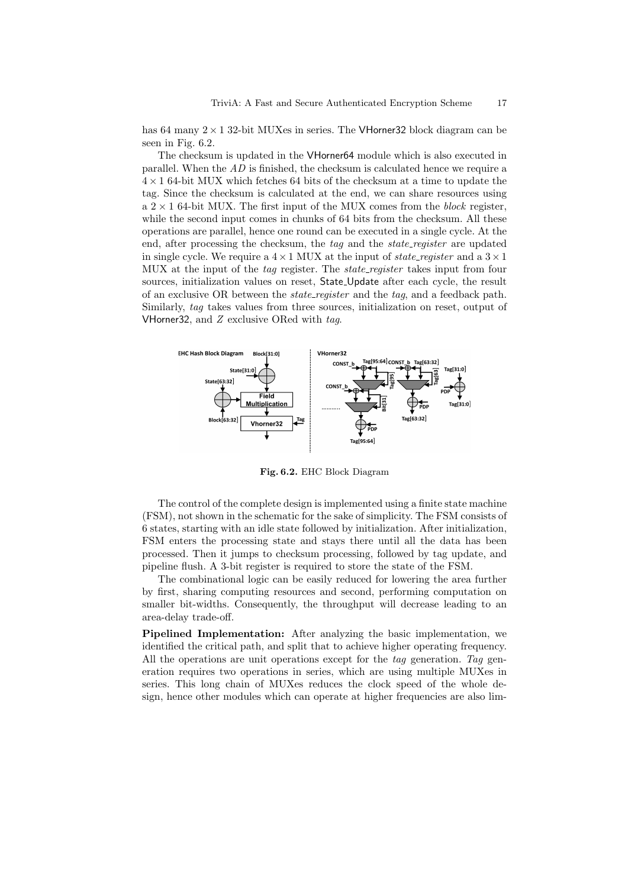has 64 many $2 \times 1$ 32-bit MUXes in series. The VHorner32 block diagram can be seen in Fig. 6.2.

The checksum is updated in the VHorner64 module which is also executed in parallel. When the $AD$ is finished, the checksum is calculated hence we require a $4 \times 1$ 64-bit MUX which fetches 64 bits of the checksum at a time to update the tag. Since the checksum is calculated at the end, we can share resources using a $2 \times 1$ 64-bit MUX. The first input of the MUX comes from the *block* register, while the second input comes in chunks of 64 bits from the checksum. All these operations are parallel, hence one round can be executed in a single cycle. At the end, after processing the checksum, the *tag* and the *state_register* are updated in single cycle. We require a $4 \times 1$ MUX at the input of *state_register* and a $3 \times 1$ MUX at the input of the *tag* register. The *state_register* takes input from four sources, initialization values on reset, State_Update after each cycle, the result of an exclusive OR between the *state_register* and the *tag*, and a feedback path. Similarly, *tag* takes values from three sources, initialization on reset, output of VHorner32, and $Z$ exclusive ORed with *tag*.

**Fig. 6.2.** EHC Block Diagram

The control of the complete design is implemented using a finite state machine (FSM), not shown in the schematic for the sake of simplicity. The FSM consists of 6 states, starting with an idle state followed by initialization. After initialization, FSM enters the processing state and stays there until all the data has been processed. Then it jumps to checksum processing, followed by tag update, and pipeline flush. A 3-bit register is required to store the state of the FSM.

The combinational logic can be easily reduced for lowering the area further by first, sharing computing resources and second, performing computation on smaller bit-widths. Consequently, the throughput will decrease leading to an area-delay trade-off.

**Pipelined Implementation:** After analyzing the basic implementation, we identified the critical path, and split that to achieve higher operating frequency. All the operations are unit operations except for the *tag* generation. *Tag* generation requires two operations in series, which are using multiple MUXes in series. This long chain of MUXes reduces the clock speed of the whole design, hence other modules which can operate at higher frequencies are also lim-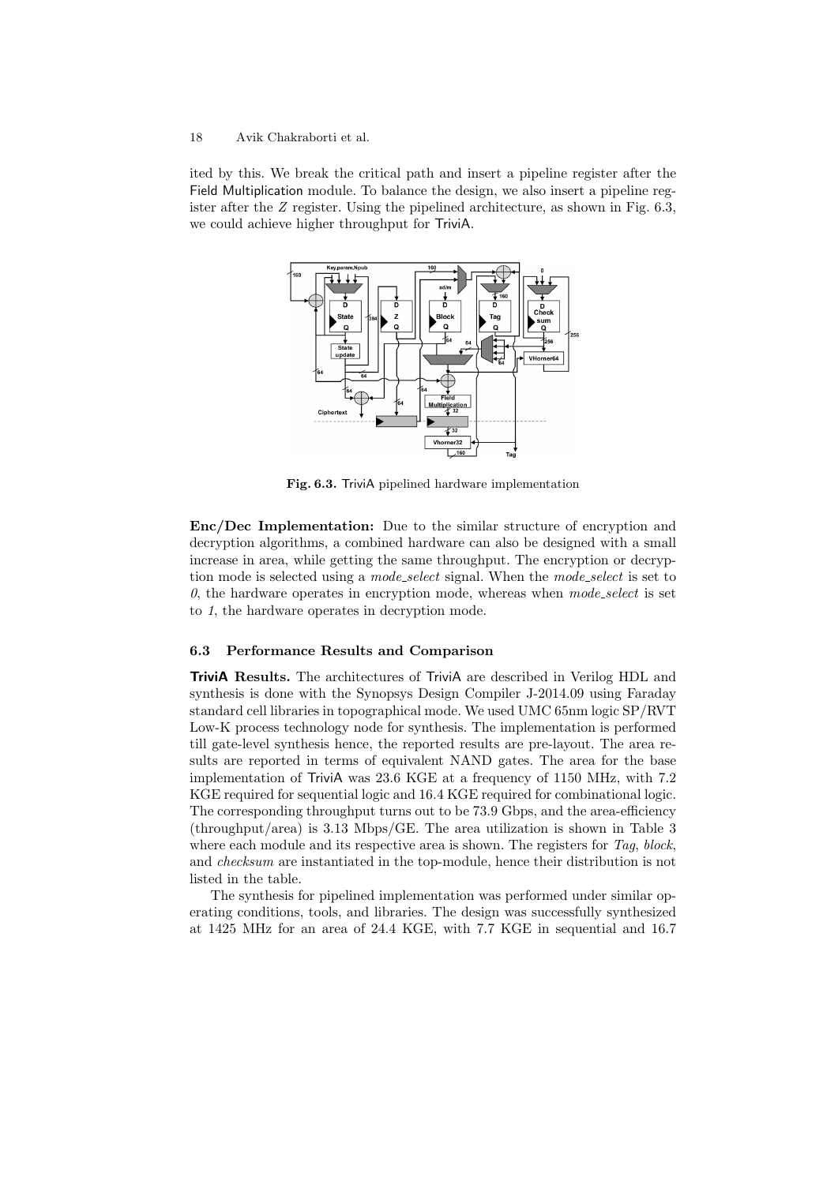ited by this. We break the critical path and insert a pipeline register after the Field Multiplication module. To balance the design, we also insert a pipeline register after the $Z$ register. Using the pipelined architecture, as shown in Fig. 6.3, we could achieve higher throughput for TriviA.

**Fig. 6.3.** TriviA pipelined hardware implementation

**Enc/Dec Implementation:** Due to the similar structure of encryption and decryption algorithms, a combined hardware can also be designed with a small increase in area, while getting the same throughput. The encryption or decryption mode is selected using a *mode_select* signal. When the *mode_select* is set to *0*, the hardware operates in encryption mode, whereas when *mode_select* is set to *1*, the hardware operates in decryption mode.

### 6.3 Performance Results and Comparison

**TriviA Results.** The architectures of TriviA are described in Verilog HDL and synthesis is done with the Synopsys Design Compiler J-2014.09 using Faraday standard cell libraries in topographical mode. We used UMC 65nm logic SP/RVT Low-K process technology node for synthesis. The implementation is performed till gate-level synthesis hence, the reported results are pre-layout. The area results are reported in terms of equivalent NAND gates. The area for the base implementation of TriviA was 23.6 KGE at a frequency of 1150 MHz, with 7.2 KGE required for sequential logic and 16.4 KGE required for combinational logic. The corresponding throughput turns out to be 73.9 Gbps, and the area-efficiency (throughput/area) is 3.13 Mbps/GE. The area utilization is shown in Table 3 where each module and its respective area is shown. The registers for *Tag*, *block*, and *checksum* are instantiated in the top-module, hence their distribution is not listed in the table.

The synthesis for pipelined implementation was performed under similar operating conditions, tools, and libraries. The design was successfully synthesized at 1425 MHz for an area of 24.4 KGE, with 7.7 KGE in sequential and 16.7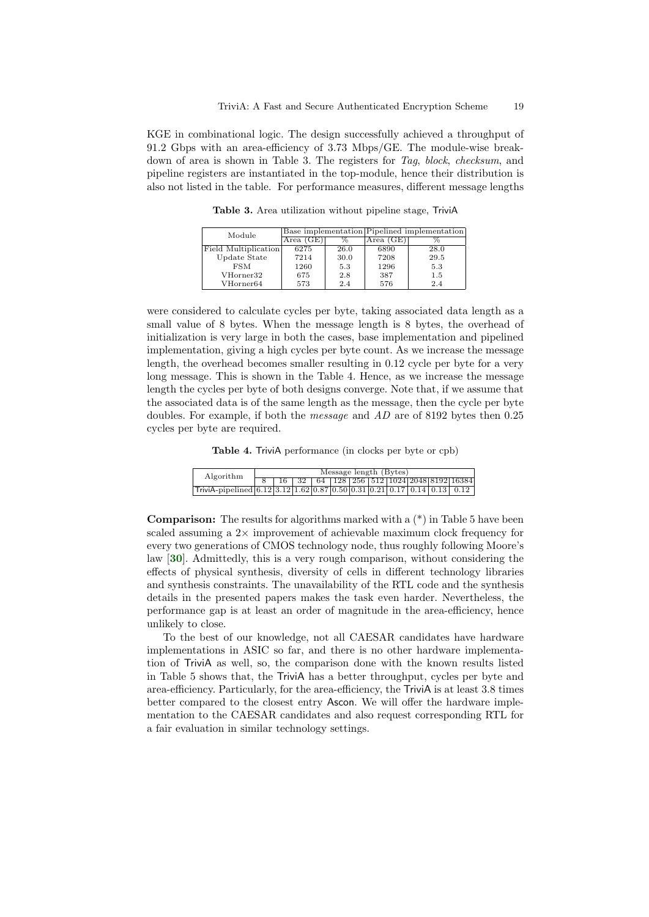KGE in combinational logic. The design successfully achieved a throughput of 91.2 Gbps with an area-efficiency of 3.73 Mbps/GE. The module-wise breakdown of area is shown in Table 3. The registers for *Tag*, *block*, *checksum*, and pipeline registers are instantiated in the top-module, hence their distribution is also not listed in the table. For performance measures, different message lengths

**Table 3.** Area utilization without pipeline stage, TriviA

| Module | Base implementation | | Pipelined implementation | |
|---|---|---|---|---|
| | Area (GE) | % | Area (GE) | % |
| Field Multiplication | 6275 | 26.0 | 6890 | 28.0 |
| Update State | 7214 | 30.0 | 7208 | 29.5 |
| FSM | 1260 | 5.3 | 1296 | 5.3 |
| VHorner32 | 675 | 2.8 | 387 | 1.5 |
| VHorner64 | 573 | 2.4 | 576 | 2.4 |

were considered to calculate cycles per byte, taking associated data length as a small value of 8 bytes. When the message length is 8 bytes, the overhead of initialization is very large in both the cases, base implementation and pipelined implementation, giving a high cycles per byte count. As we increase the message length, the overhead becomes smaller resulting in 0.12 cycle per byte for a very long message. This is shown in the Table 4. Hence, as we increase the message length the cycles per byte of both designs converge. Note that, if we assume that the associated data is of the same length as the message, then the cycle per byte doubles. For example, if both the *message* and *AD* are of 8192 bytes then 0.25 cycles per byte are required.

**Table 4.** TriviA performance (in clocks per byte or cpb)

| Algorithm | Message length (Bytes) | | | | | | | | | | |
|---|---|---|---|---|---|---|---|---|---|---|---|
| | 8 | 16 | 32 | 64 | 128 | 256 | 512 | 1024 | 2048 | 8192 | 16384 |
| TriviA-pipelined | 6.12 | 3.12 | 1.62 | 0.87 | 0.50 | 0.31 | 0.21 | 0.17 | 0.14 | 0.13 | 0.12 |

**Comparison:** The results for algorithms marked with a (*) in Table 5 have been scaled assuming a 2× improvement of achievable maximum clock frequency for every two generations of CMOS technology node, thus roughly following Moore's law [**30**]. Admittedly, this is a very rough comparison, without considering the effects of physical synthesis, diversity of cells in different technology libraries and synthesis constraints. The unavailability of the RTL code and the synthesis details in the presented papers makes the task even harder. Nevertheless, the performance gap is at least an order of magnitude in the area-efficiency, hence unlikely to close.

To the best of our knowledge, not all CAESAR candidates have hardware implementations in ASIC so far, and there is no other hardware implementation of TriviA as well, so, the comparison done with the known results listed in Table 5 shows that, the TriviA has a better throughput, cycles per byte and area-efficiency. Particularly, for the area-efficiency, the TriviA is at least 3.8 times better compared to the closest entry Ascon. We will offer the hardware implementation to the CAESAR candidates and also request corresponding RTL for a fair evaluation in similar technology settings.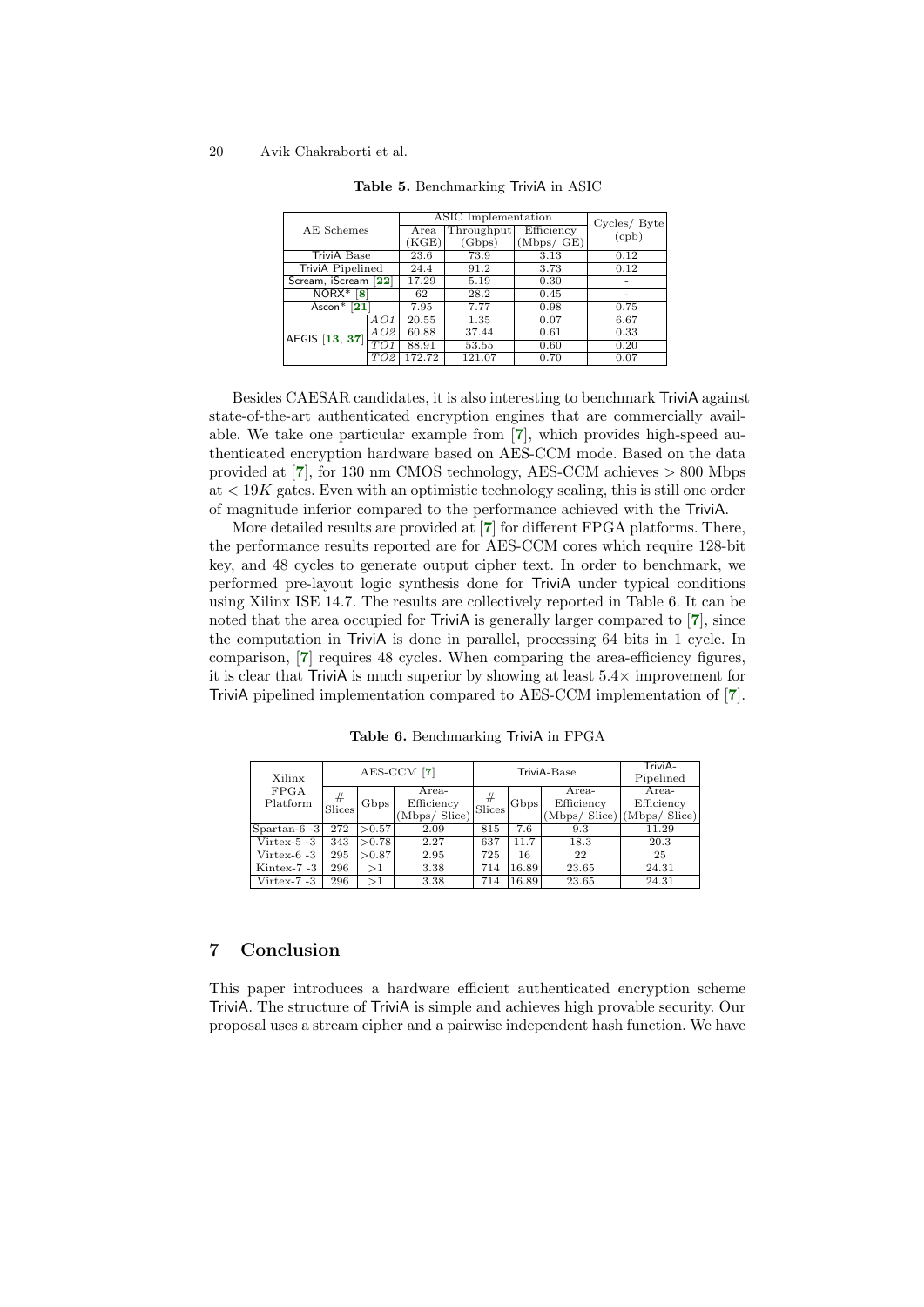**Table 5.** Benchmarking TriviA in ASIC

| AE Schemes | | ASIC Implementation | | | Cycles/ Byte (cpb) |
|---|---|---|---|---|---|
| | | Area (KGE) | Throughput (Gbps) | Efficiency (Mbps/ GE) | |
| TriviA Base | | 23.6 | 73.9 | 3.13 | 0.12 |
| TriviA Pipelined | | 24.4 | 91.2 | 3.73 | 0.12 |
| Scream, iScream [22] | | 17.29 | 5.19 | 0.30 | - |
| NORX* [8] | | 62 | 28.2 | 0.45 | - |
| Ascon* [21] | | 7.95 | 7.77 | 0.98 | 0.75 |
| AEGIS [13, 37] | *AO1* | 20.55 | 1.35 | 0.07 | 6.67 |
| | *AO2* | 60.88 | 37.44 | 0.61 | 0.33 |
| | *TO1* | 88.91 | 53.55 | 0.60 | 0.20 |
| | *TO2* | 172.72 | 121.07 | 0.70 | 0.07 |

Besides CAESAR candidates, it is also interesting to benchmark TriviA against state-of-the-art authenticated encryption engines that are commercially available. We take one particular example from [7], which provides high-speed authenticated encryption hardware based on AES-CCM mode. Based on the data provided at [7], for 130 nm CMOS technology, AES-CCM achieves $> 800$ Mbps at $< 19K$ gates. Even with an optimistic technology scaling, this is still one order of magnitude inferior compared to the performance achieved with the TriviA.

More detailed results are provided at [7] for different FPGA platforms. There, the performance results reported are for AES-CCM cores which require 128-bit key, and 48 cycles to generate output cipher text. In order to benchmark, we performed pre-layout logic synthesis done for TriviA under typical conditions using Xilinx ISE 14.7. The results are collectively reported in Table 6. It can be noted that the area occupied for TriviA is generally larger compared to [7], since the computation in TriviA is done in parallel, processing 64 bits in 1 cycle. In comparison, [7] requires 48 cycles. When comparing the area-efficiency figures, it is clear that TriviA is much superior by showing at least $5.4\times$ improvement for TriviA pipelined implementation compared to AES-CCM implementation of [7].

**Table 6.** Benchmarking TriviA in FPGA

| Xilinx FPGA Platform | AES-CCM [7] | | | TriviA-Base | | | TriviA-Pipelined |
|---|---|---|---|---|---|---|---|
| | # Slices | Gbps | Area-Efficiency (Mbps/ Slice) | # Slices | Gbps | Area-Efficiency (Mbps/ Slice) | Area-Efficiency (Mbps/ Slice) |
| Spartan-6 -3 | 272 | >0.57 | 2.09 | 815 | 7.6 | 9.3 | 11.29 |
| Virtex-5 -3 | 343 | >0.78 | 2.27 | 637 | 11.7 | 18.3 | 20.3 |
| Virtex-6 -3 | 295 | >0.87 | 2.95 | 725 | 16 | 22 | 25 |
| Kintex-7 -3 | 296 | >1 | 3.38 | 714 | 16.89 | 23.65 | 24.31 |
| Virtex-7 -3 | 296 | >1 | 3.38 | 714 | 16.89 | 23.65 | 24.31 |

## 7 Conclusion

This paper introduces a hardware efficient authenticated encryption scheme TriviA. The structure of TriviA is simple and achieves high provable security. Our proposal uses a stream cipher and a pairwise independent hash function. We have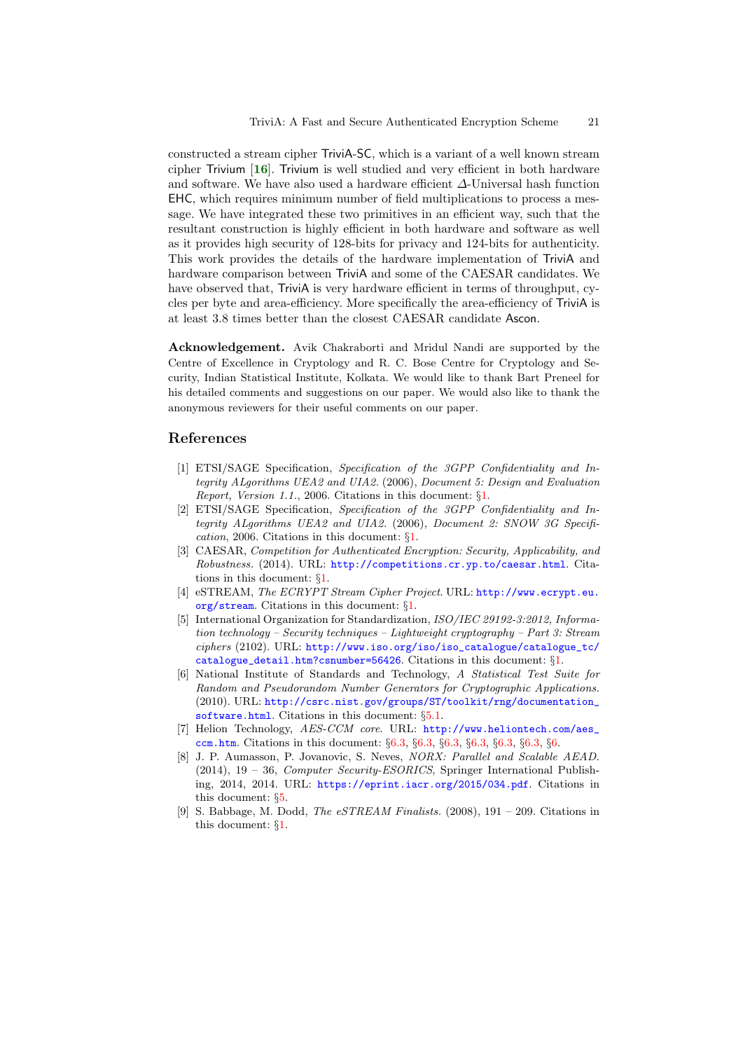constructed a stream cipher TriviA-SC, which is a variant of a well known stream cipher Trivium [16]. Trivium is well studied and very efficient in both hardware and software. We have also used a hardware efficient $\Delta$-Universal hash function EHC, which requires minimum number of field multiplications to process a message. We have integrated these two primitives in an efficient way, such that the resultant construction is highly efficient in both hardware and software as well as it provides high security of 128-bits for privacy and 124-bits for authenticity. This work provides the details of the hardware implementation of TriviA and hardware comparison between TriviA and some of the CAESAR candidates. We have observed that, TriviA is very hardware efficient in terms of throughput, cycles per byte and area-efficiency. More specifically the area-efficiency of TriviA is at least 3.8 times better than the closest CAESAR candidate Ascon.

**Acknowledgement.** Avik Chakraborti and Mridul Nandi are supported by the Centre of Excellence in Cryptology and R. C. Bose Centre for Cryptology and Security, Indian Statistical Institute, Kolkata. We would like to thank Bart Preneel for his detailed comments and suggestions on our paper. We would also like to thank the anonymous reviewers for their useful comments on our paper.

## References

[1] ETSI/SAGE Specification, *Specification of the 3GPP Confidentiality and Integrity ALgorithms UEA2 and UIA2.* (2006), *Document 5: Design and Evaluation Report, Version 1.1.*, 2006. Citations in this document: §1.

[2] ETSI/SAGE Specification, *Specification of the 3GPP Confidentiality and Integrity ALgorithms UEA2 and UIA2.* (2006), *Document 2: SNOW 3G Specification*, 2006. Citations in this document: §1.

[3] CAESAR, *Competition for Authenticated Encryption: Security, Applicability, and Robustness.* (2014). URL: http://competitions.cr.yp.to/caesar.html. Citations in this document: §1.

[4] eSTREAM, *The ECRYPT Stream Cipher Project*. URL: http://www.ecrypt.eu.org/stream. Citations in this document: §1.

[5] International Organization for Standardization, *ISO/IEC 29192-3:2012, Information technology – Security techniques – Lightweight cryptography – Part 3: Stream ciphers* (2102). URL: http://www.iso.org/iso/iso_catalogue/catalogue_tc/catalogue_detail.htm?csnumber=56426. Citations in this document: §1.

[6] National Institute of Standards and Technology, *A Statistical Test Suite for Random and Pseudorandom Number Generators for Cryptographic Applications.* (2010). URL: http://csrc.nist.gov/groups/ST/toolkit/rng/documentation_software.html. Citations in this document: §5.1.

[7] Helion Technology, *AES-CCM core*. URL: http://www.heliontech.com/aes_ccm.htm. Citations in this document: §6.3, §6.3, §6.3, §6.3, §6.3, §6.3, §6.

[8] J. P. Aumasson, P. Jovanovic, S. Neves, *NORX: Parallel and Scalable AEAD.* (2014), 19 – 36, *Computer Security-ESORICS*, Springer International Publishing, 2014, 2014. URL: https://eprint.iacr.org/2015/034.pdf. Citations in this document: §5.

[9] S. Babbage, M. Dodd, *The eSTREAM Finalists.* (2008), 191 – 209. Citations in this document: §1.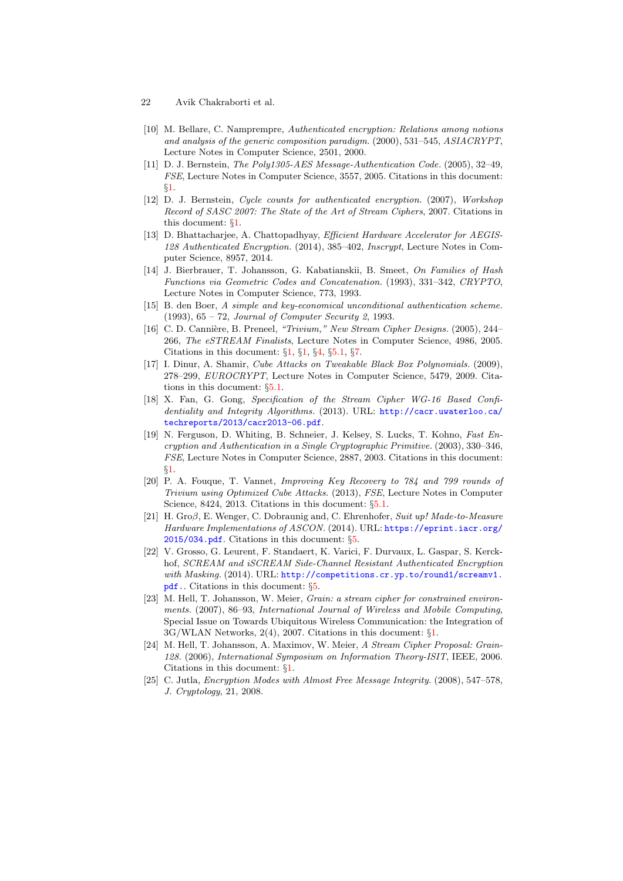[10] M. Bellare, C. Namprempre, *Authenticated encryption: Relations among notions and analysis of the generic composition paradigm.* (2000), 531–545, *ASIACRYPT*, Lecture Notes in Computer Science, 2501, 2000.

[11] D. J. Bernstein, *The Poly1305-AES Message-Authentication Code.* (2005), 32–49, *FSE*, Lecture Notes in Computer Science, 3557, 2005. Citations in this document: §1.

[12] D. J. Bernstein, *Cycle counts for authenticated encryption.* (2007), *Workshop Record of SASC 2007: The State of the Art of Stream Ciphers*, 2007. Citations in this document: §1.

[13] D. Bhattacharjee, A. Chattopadhyay, *Efficient Hardware Accelerator for AEGIS-128 Authenticated Encryption.* (2014), 385–402, *Inscrypt*, Lecture Notes in Computer Science, 8957, 2014.

[14] J. Bierbrauer, T. Johansson, G. Kabatianskii, B. Smeet, *On Families of Hash Functions via Geometric Codes and Concatenation.* (1993), 331–342, *CRYPTO*, Lecture Notes in Computer Science, 773, 1993.

[15] B. den Boer, *A simple and key-economical unconditional authentication scheme.* (1993), 65 – 72, *Journal of Computer Security 2*, 1993.

[16] C. D. Cannière, B. Preneel, *"Trivium," New Stream Cipher Designs.* (2005), 244–266, *The eSTREAM Finalists*, Lecture Notes in Computer Science, 4986, 2005. Citations in this document: §1, §1, §4, §5.1, §7.

[17] I. Dinur, A. Shamir, *Cube Attacks on Tweakable Black Box Polynomials.* (2009), 278–299, *EUROCRYPT*, Lecture Notes in Computer Science, 5479, 2009. Citations in this document: §5.1.

[18] X. Fan, G. Gong, *Specification of the Stream Cipher WG-16 Based Confidentiality and Integrity Algorithms.* (2013). URL: http://cacr.uwaterloo.ca/techreports/2013/cacr2013-06.pdf.

[19] N. Ferguson, D. Whiting, B. Schneier, J. Kelsey, S. Lucks, T. Kohno, *Fast Encryption and Authentication in a Single Cryptographic Primitive.* (2003), 330–346, *FSE*, Lecture Notes in Computer Science, 2887, 2003. Citations in this document: §1.

[20] P. A. Fouque, T. Vannet, *Improving Key Recovery to 784 and 799 rounds of Trivium using Optimized Cube Attacks.* (2013), *FSE*, Lecture Notes in Computer Science, 8424, 2013. Citations in this document: §5.1.

[21] H. Gro$\beta$, E. Wenger, C. Dobraunig and, C. Ehrenhofer, *Suit up! Made-to-Measure Hardware Implementations of ASCON.* (2014). URL: https://eprint.iacr.org/2015/034.pdf. Citations in this document: §5.

[22] V. Grosso, G. Leurent, F. Standaert, K. Varici, F. Durvaux, L. Gaspar, S. Kerckhof, *SCREAM and iSCREAM Side-Channel Resistant Authenticated Encryption with Masking.* (2014). URL: http://competitions.cr.yp.to/round1/screamv1.pdf.. Citations in this document: §5.

[23] M. Hell, T. Johansson, W. Meier, *Grain: a stream cipher for constrained environments.* (2007), 86–93, *International Journal of Wireless and Mobile Computing*, Special Issue on Towards Ubiquitous Wireless Communication: the Integration of 3G/WLAN Networks, 2(4), 2007. Citations in this document: §1.

[24] M. Hell, T. Johansson, A. Maximov, W. Meier, *A Stream Cipher Proposal: Grain-128.* (2006), *International Symposium on Information Theory-ISIT*, IEEE, 2006. Citations in this document: §1.

[25] C. Jutla, *Encryption Modes with Almost Free Message Integrity.* (2008), 547–578, *J. Cryptology*, 21, 2008.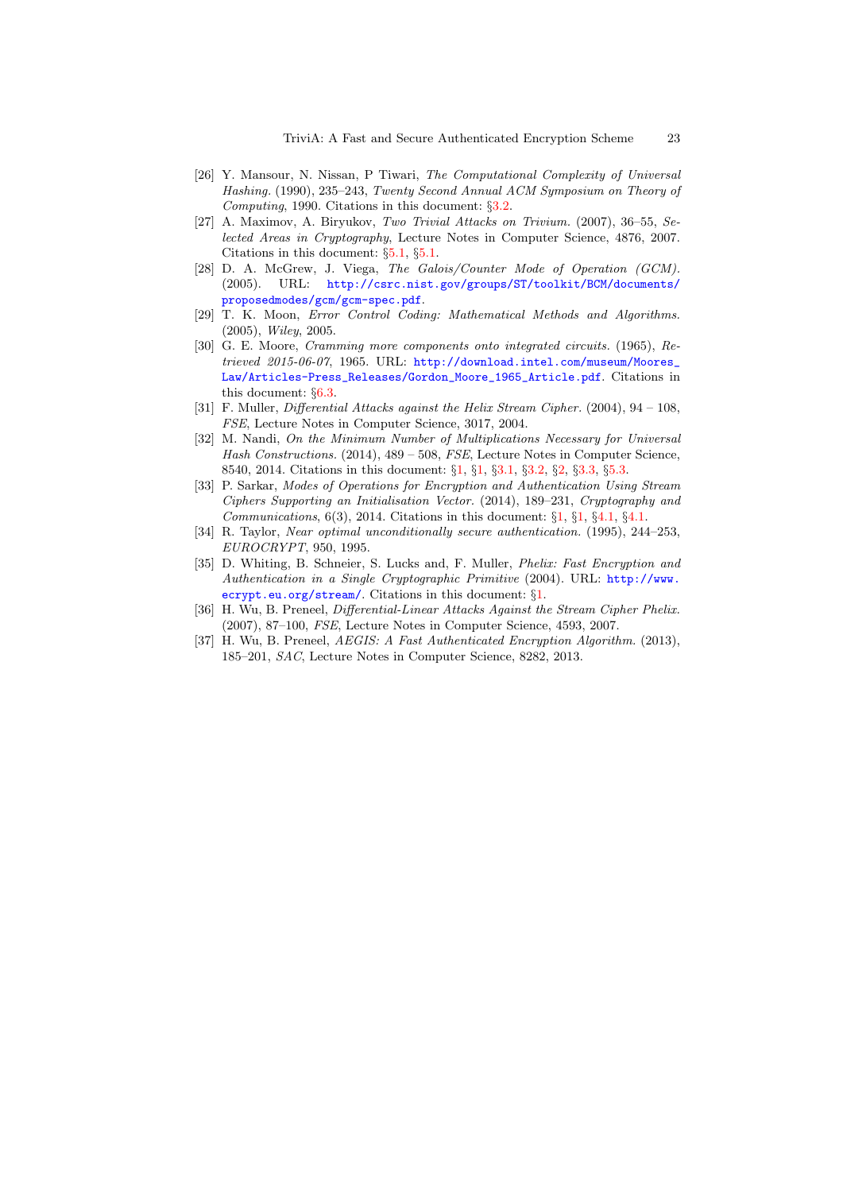[26] Y. Mansour, N. Nissan, P Tiwari, *The Computational Complexity of Universal Hashing.* (1990), 235–243, *Twenty Second Annual ACM Symposium on Theory of Computing*, 1990. Citations in this document: §3.2.

[27] A. Maximov, A. Biryukov, *Two Trivial Attacks on Trivium.* (2007), 36–55, *Selected Areas in Cryptography*, Lecture Notes in Computer Science, 4876, 2007. Citations in this document: §5.1, §5.1.

[28] D. A. McGrew, J. Viega, *The Galois/Counter Mode of Operation (GCM).* (2005). URL: http://csrc.nist.gov/groups/ST/toolkit/BCM/documents/proposedmodes/gcm/gcm-spec.pdf.

[29] T. K. Moon, *Error Control Coding: Mathematical Methods and Algorithms.* (2005), *Wiley*, 2005.

[30] G. E. Moore, *Cramming more components onto integrated circuits.* (1965), *Retrieved 2015-06-07*, 1965. URL: http://download.intel.com/museum/Moores_Law/Articles-Press_Releases/Gordon_Moore_1965_Article.pdf. Citations in this document: §6.3.

[31] F. Muller, *Differential Attacks against the Helix Stream Cipher.* (2004), 94 – 108, *FSE*, Lecture Notes in Computer Science, 3017, 2004.

[32] M. Nandi, *On the Minimum Number of Multiplications Necessary for Universal Hash Constructions.* (2014), 489 – 508, *FSE*, Lecture Notes in Computer Science, 8540, 2014. Citations in this document: §1, §1, §3.1, §3.2, §2, §3.3, §5.3.

[33] P. Sarkar, *Modes of Operations for Encryption and Authentication Using Stream Ciphers Supporting an Initialisation Vector.* (2014), 189–231, *Cryptography and Communications*, 6(3), 2014. Citations in this document: §1, §1, §4.1, §4.1.

[34] R. Taylor, *Near optimal unconditionally secure authentication.* (1995), 244–253, *EUROCRYPT*, 950, 1995.

[35] D. Whiting, B. Schneier, S. Lucks and, F. Muller, *Phelix: Fast Encryption and Authentication in a Single Cryptographic Primitive* (2004). URL: http://www.ecrypt.eu.org/stream/. Citations in this document: §1.

[36] H. Wu, B. Preneel, *Differential-Linear Attacks Against the Stream Cipher Phelix.* (2007), 87–100, *FSE*, Lecture Notes in Computer Science, 4593, 2007.

[37] H. Wu, B. Preneel, *AEGIS: A Fast Authenticated Encryption Algorithm.* (2013), 185–201, *SAC*, Lecture Notes in Computer Science, 8282, 2013.